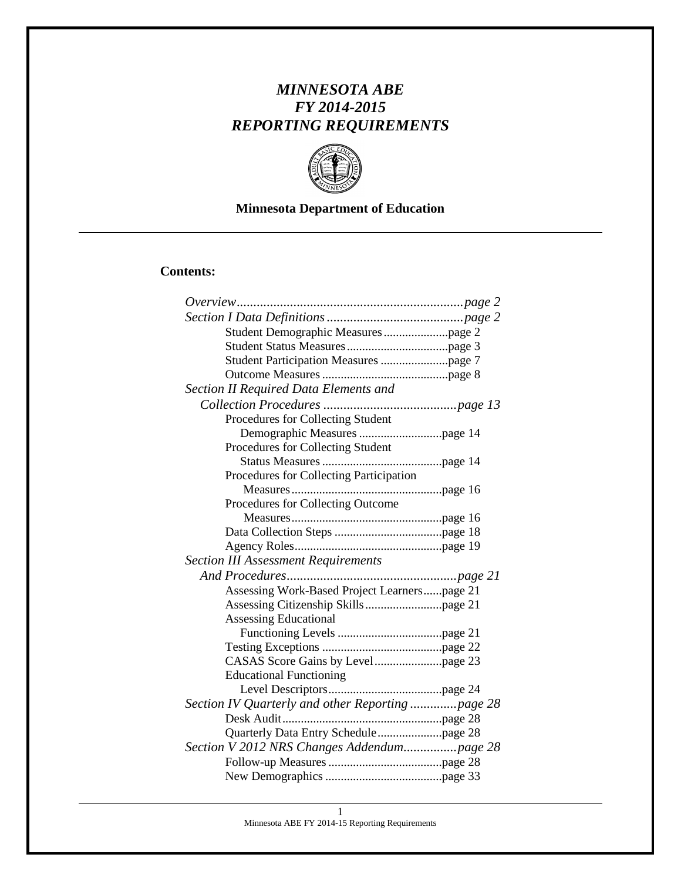# *MINNESOTA ABE*
# *FY 2014-2015*
# *REPORTING REQUIREMENTS*

**Minnesota Department of Education**

---

**Contents:**

*Overview....................................................................page 2*

*Section I Data Definitions..........................................page 2*

- Student Demographic Measures.....................page 2
- Student Status Measures.................................page 3
- Student Participation Measures ......................page 7
- Outcome Measures .........................................page 8

*Section II Required Data Elements and Collection Procedures ........................................page 13*

- Procedures for Collecting Student Demographic Measures ...........................page 14
- Procedures for Collecting Student Status Measures.......................................page 14
- Procedures for Collecting Participation Measures.................................................page 16
- Procedures for Collecting Outcome Measures.................................................page 16
- Data Collection Steps ...................................page 18
- Agency Roles................................................page 19

*Section III Assessment Requirements And Procedures...................................................page 21*

- Assessing Work-Based Project Learners......page 21
- Assessing Citizenship Skills.........................page 21
- Assessing Educational Functioning Levels ..................................page 21
- Testing Exceptions .......................................page 22
- CASAS Score Gains by Level......................page 23
- Educational Functioning Level Descriptors.....................................page 24

*Section IV Quarterly and other Reporting ..............page 28*

- Desk Audit....................................................page 28
- Quarterly Data Entry Schedule.....................page 28

*Section V 2012 NRS Changes Addendum................page 28*

- Follow-up Measures .....................................page 28
- New Demographics ......................................page 33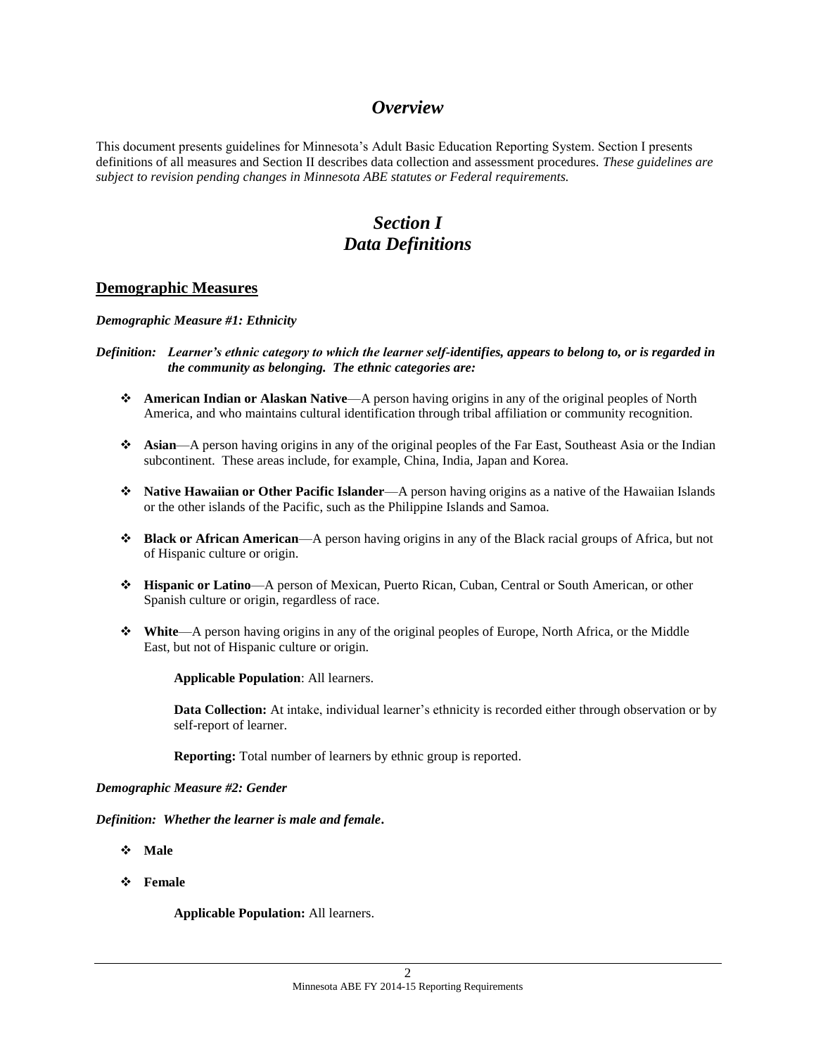# *Overview*

This document presents guidelines for Minnesota's Adult Basic Education Reporting System. Section I presents definitions of all measures and Section II describes data collection and assessment procedures. *These guidelines are subject to revision pending changes in Minnesota ABE statutes or Federal requirements.*

# *Section I*
# *Data Definitions*

## Demographic Measures

***Demographic Measure #1: Ethnicity***

***Definition: Learner's ethnic category to which the learner self-identifies, appears to belong to, or is regarded in the community as belonging. The ethnic categories are:***

- **American Indian or Alaskan Native**—A person having origins in any of the original peoples of North America, and who maintains cultural identification through tribal affiliation or community recognition.
- **Asian**—A person having origins in any of the original peoples of the Far East, Southeast Asia or the Indian subcontinent. These areas include, for example, China, India, Japan and Korea.
- **Native Hawaiian or Other Pacific Islander**—A person having origins as a native of the Hawaiian Islands or the other islands of the Pacific, such as the Philippine Islands and Samoa.
- **Black or African American**—A person having origins in any of the Black racial groups of Africa, but not of Hispanic culture or origin.
- **Hispanic or Latino**—A person of Mexican, Puerto Rican, Cuban, Central or South American, or other Spanish culture or origin, regardless of race.
- **White**—A person having origins in any of the original peoples of Europe, North Africa, or the Middle East, but not of Hispanic culture or origin.

**Applicable Population**: All learners.

**Data Collection:** At intake, individual learner's ethnicity is recorded either through observation or by self-report of learner.

**Reporting:** Total number of learners by ethnic group is reported.

***Demographic Measure #2: Gender***

***Definition: Whether the learner is male and female.***

- **Male**
- **Female**

**Applicable Population:** All learners.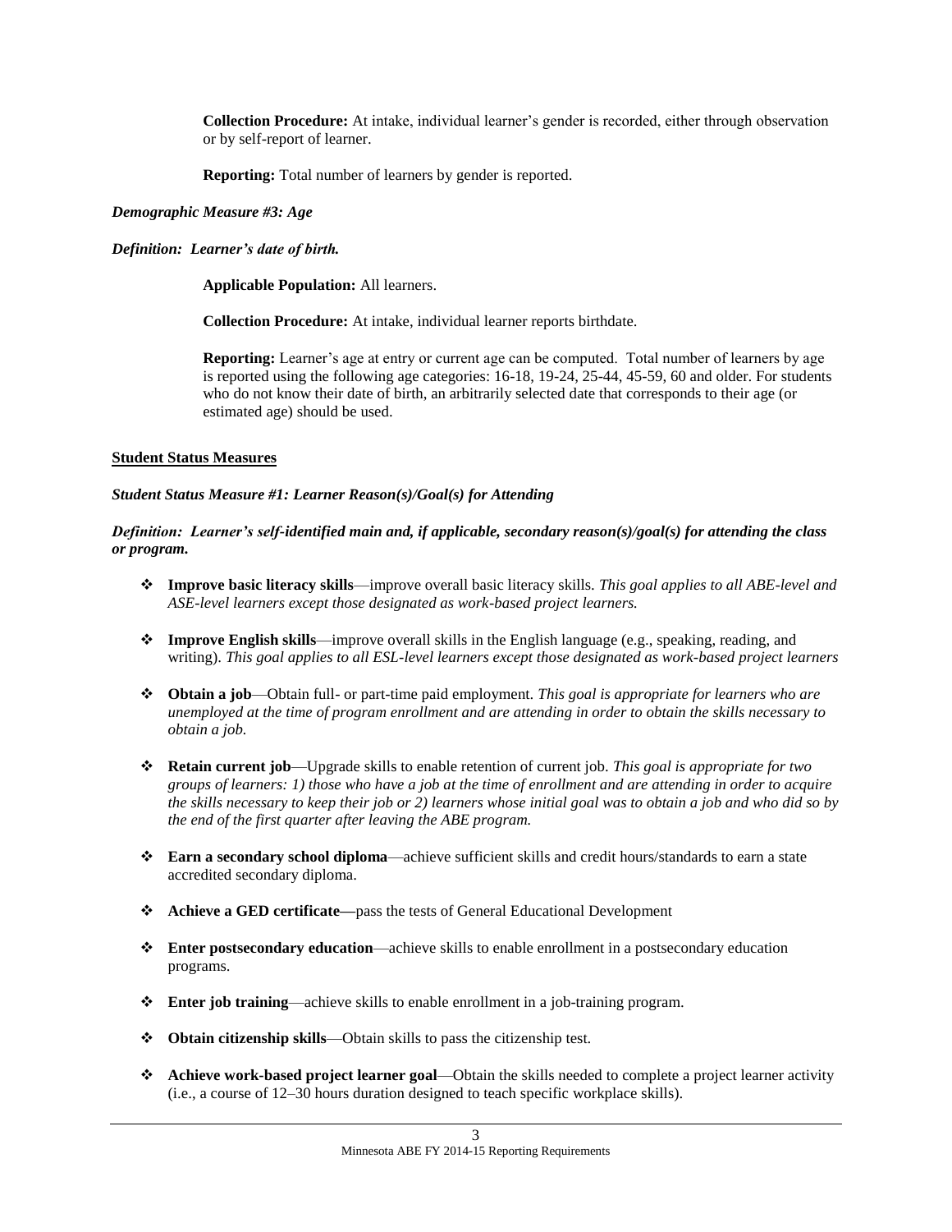**Collection Procedure:** At intake, individual learner's gender is recorded, either through observation or by self-report of learner.

**Reporting:** Total number of learners by gender is reported.

***Demographic Measure #3: Age***

***Definition: Learner's date of birth.***

**Applicable Population:** All learners.

**Collection Procedure:** At intake, individual learner reports birthdate.

**Reporting:** Learner's age at entry or current age can be computed. Total number of learners by age is reported using the following age categories: 16-18, 19-24, 25-44, 45-59, 60 and older. For students who do not know their date of birth, an arbitrarily selected date that corresponds to their age (or estimated age) should be used.

**Student Status Measures**

***Student Status Measure #1: Learner Reason(s)/Goal(s) for Attending***

***Definition: Learner's self-identified main and, if applicable, secondary reason(s)/goal(s) for attending the class or program.***

- **Improve basic literacy skills**—improve overall basic literacy skills. *This goal applies to all ABE-level and ASE-level learners except those designated as work-based project learners.*
- **Improve English skills**—improve overall skills in the English language (e.g., speaking, reading, and writing). *This goal applies to all ESL-level learners except those designated as work-based project learners*
- **Obtain a job**—Obtain full- or part-time paid employment. *This goal is appropriate for learners who are unemployed at the time of program enrollment and are attending in order to obtain the skills necessary to obtain a job.*
- **Retain current job**—Upgrade skills to enable retention of current job. *This goal is appropriate for two groups of learners: 1) those who have a job at the time of enrollment and are attending in order to acquire the skills necessary to keep their job or 2) learners whose initial goal was to obtain a job and who did so by the end of the first quarter after leaving the ABE program.*
- **Earn a secondary school diploma**—achieve sufficient skills and credit hours/standards to earn a state accredited secondary diploma.
- **Achieve a GED certificate—**pass the tests of General Educational Development
- **Enter postsecondary education**—achieve skills to enable enrollment in a postsecondary education programs.
- **Enter job training**—achieve skills to enable enrollment in a job-training program.
- **Obtain citizenship skills**—Obtain skills to pass the citizenship test.
- **Achieve work-based project learner goal**—Obtain the skills needed to complete a project learner activity (i.e., a course of 12–30 hours duration designed to teach specific workplace skills).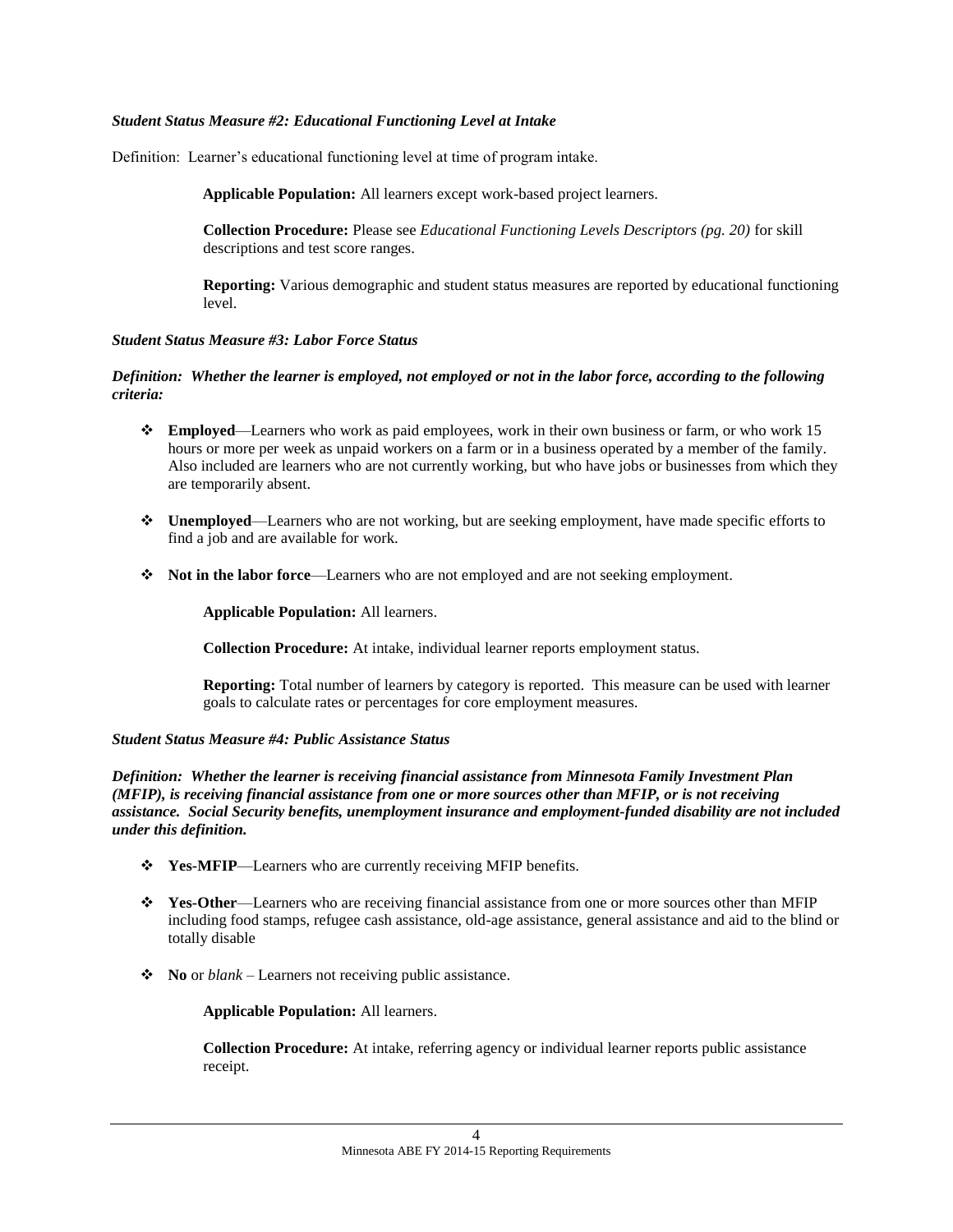***Student Status Measure #2: Educational Functioning Level at Intake***

Definition: Learner's educational functioning level at time of program intake.

**Applicable Population:** All learners except work-based project learners.

**Collection Procedure:** Please see *Educational Functioning Levels Descriptors (pg. 20)* for skill descriptions and test score ranges.

**Reporting:** Various demographic and student status measures are reported by educational functioning level.

***Student Status Measure #3: Labor Force Status***

***Definition: Whether the learner is employed, not employed or not in the labor force, according to the following criteria:***

- **Employed**—Learners who work as paid employees, work in their own business or farm, or who work 15 hours or more per week as unpaid workers on a farm or in a business operated by a member of the family. Also included are learners who are not currently working, but who have jobs or businesses from which they are temporarily absent.
- **Unemployed**—Learners who are not working, but are seeking employment, have made specific efforts to find a job and are available for work.
- **Not in the labor force**—Learners who are not employed and are not seeking employment.

**Applicable Population:** All learners.

**Collection Procedure:** At intake, individual learner reports employment status.

**Reporting:** Total number of learners by category is reported. This measure can be used with learner goals to calculate rates or percentages for core employment measures.

***Student Status Measure #4: Public Assistance Status***

***Definition: Whether the learner is receiving financial assistance from Minnesota Family Investment Plan (MFIP), is receiving financial assistance from one or more sources other than MFIP, or is not receiving assistance. Social Security benefits, unemployment insurance and employment-funded disability are not included under this definition.***

- **Yes-MFIP**—Learners who are currently receiving MFIP benefits.
- **Yes-Other**—Learners who are receiving financial assistance from one or more sources other than MFIP including food stamps, refugee cash assistance, old-age assistance, general assistance and aid to the blind or totally disable
- **No** or *blank* – Learners not receiving public assistance.

**Applicable Population:** All learners.

**Collection Procedure:** At intake, referring agency or individual learner reports public assistance receipt.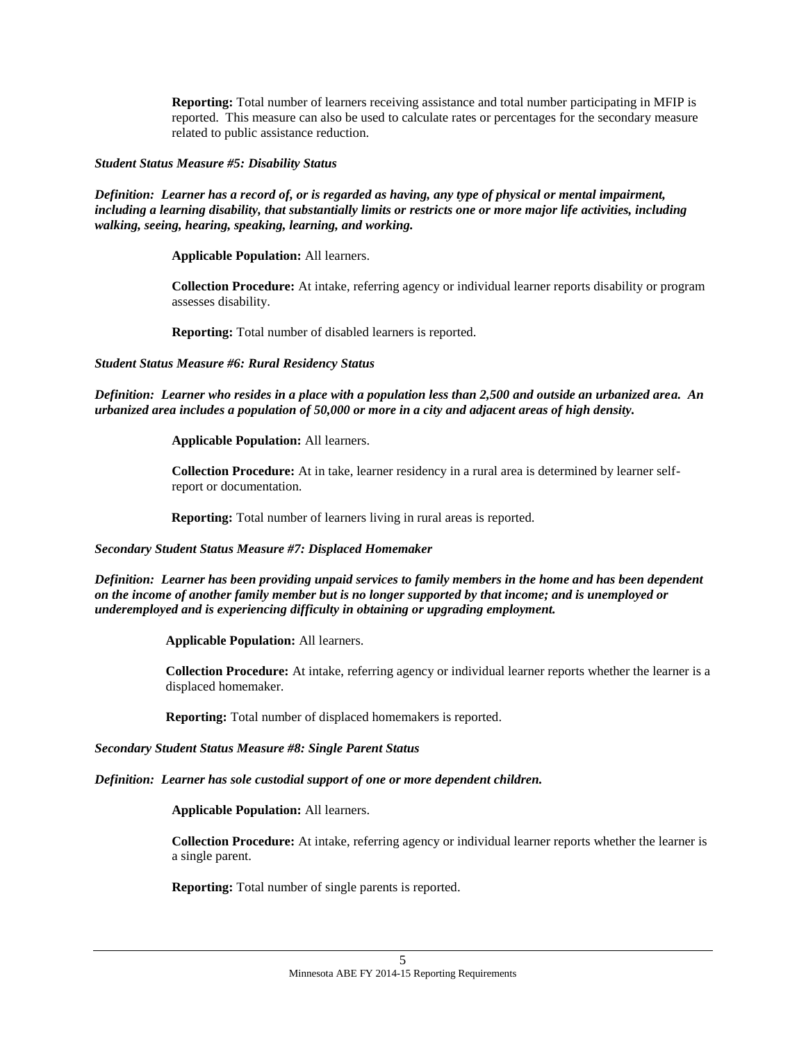**Reporting:** Total number of learners receiving assistance and total number participating in MFIP is reported. This measure can also be used to calculate rates or percentages for the secondary measure related to public assistance reduction.

***Student Status Measure #5: Disability Status***

***Definition: Learner has a record of, or is regarded as having, any type of physical or mental impairment, including a learning disability, that substantially limits or restricts one or more major life activities, including walking, seeing, hearing, speaking, learning, and working.***

**Applicable Population:** All learners.

**Collection Procedure:** At intake, referring agency or individual learner reports disability or program assesses disability.

**Reporting:** Total number of disabled learners is reported.

***Student Status Measure #6: Rural Residency Status***

***Definition: Learner who resides in a place with a population less than 2,500 and outside an urbanized area. An urbanized area includes a population of 50,000 or more in a city and adjacent areas of high density.***

**Applicable Population:** All learners.

**Collection Procedure:** At in take, learner residency in a rural area is determined by learner self-report or documentation.

**Reporting:** Total number of learners living in rural areas is reported.

***Secondary Student Status Measure #7: Displaced Homemaker***

***Definition: Learner has been providing unpaid services to family members in the home and has been dependent on the income of another family member but is no longer supported by that income; and is unemployed or underemployed and is experiencing difficulty in obtaining or upgrading employment.***

**Applicable Population:** All learners.

**Collection Procedure:** At intake, referring agency or individual learner reports whether the learner is a displaced homemaker.

**Reporting:** Total number of displaced homemakers is reported.

***Secondary Student Status Measure #8: Single Parent Status***

***Definition: Learner has sole custodial support of one or more dependent children.***

**Applicable Population:** All learners.

**Collection Procedure:** At intake, referring agency or individual learner reports whether the learner is a single parent.

**Reporting:** Total number of single parents is reported.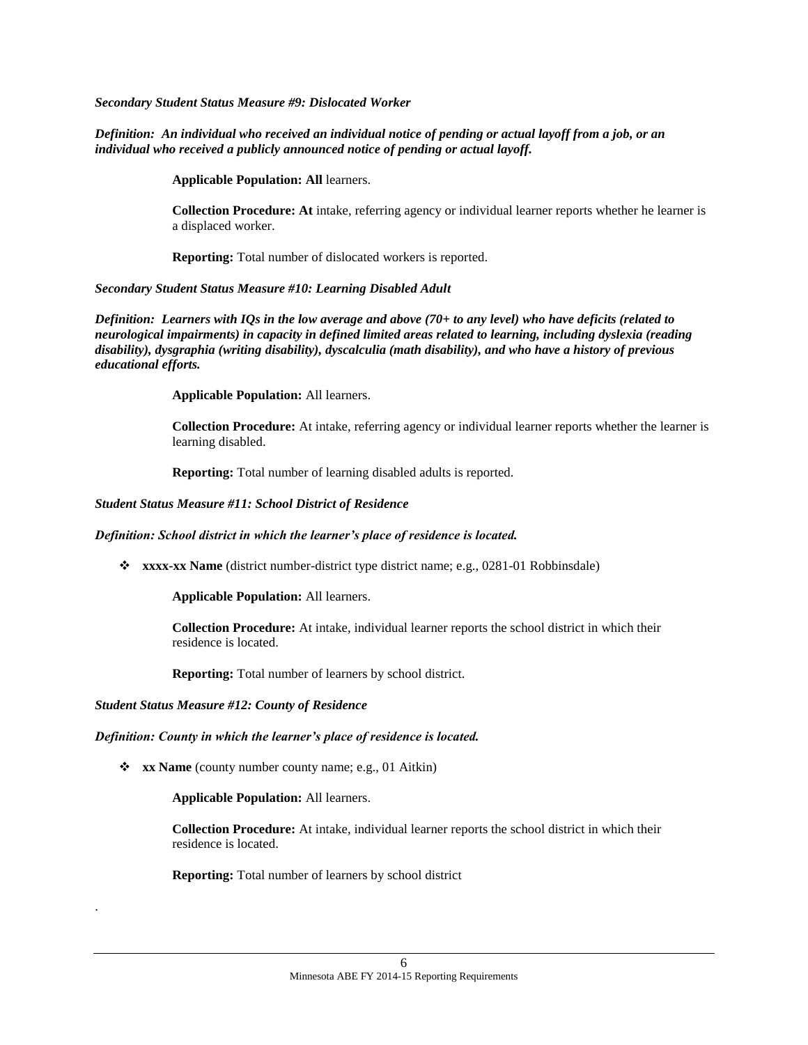***Secondary Student Status Measure #9: Dislocated Worker***

***Definition: An individual who received an individual notice of pending or actual layoff from a job, or an individual who received a publicly announced notice of pending or actual layoff.***

**Applicable Population: All** learners.

**Collection Procedure: At** intake, referring agency or individual learner reports whether he learner is a displaced worker.

**Reporting:** Total number of dislocated workers is reported.

***Secondary Student Status Measure #10: Learning Disabled Adult***

***Definition: Learners with IQs in the low average and above (70+ to any level) who have deficits (related to neurological impairments) in capacity in defined limited areas related to learning, including dyslexia (reading disability), dysgraphia (writing disability), dyscalculia (math disability), and who have a history of previous educational efforts.***

**Applicable Population:** All learners.

**Collection Procedure:** At intake, referring agency or individual learner reports whether the learner is learning disabled.

**Reporting:** Total number of learning disabled adults is reported.

***Student Status Measure #11: School District of Residence***

***Definition: School district in which the learner's place of residence is located.***

- **xxxx-xx Name** (district number-district type district name; e.g., 0281-01 Robbinsdale)

**Applicable Population:** All learners.

**Collection Procedure:** At intake, individual learner reports the school district in which their residence is located.

**Reporting:** Total number of learners by school district.

***Student Status Measure #12: County of Residence***

***Definition: County in which the learner's place of residence is located.***

- **xx Name** (county number county name; e.g., 01 Aitkin)

**Applicable Population:** All learners.

**Collection Procedure:** At intake, individual learner reports the school district in which their residence is located.

**Reporting:** Total number of learners by school district

.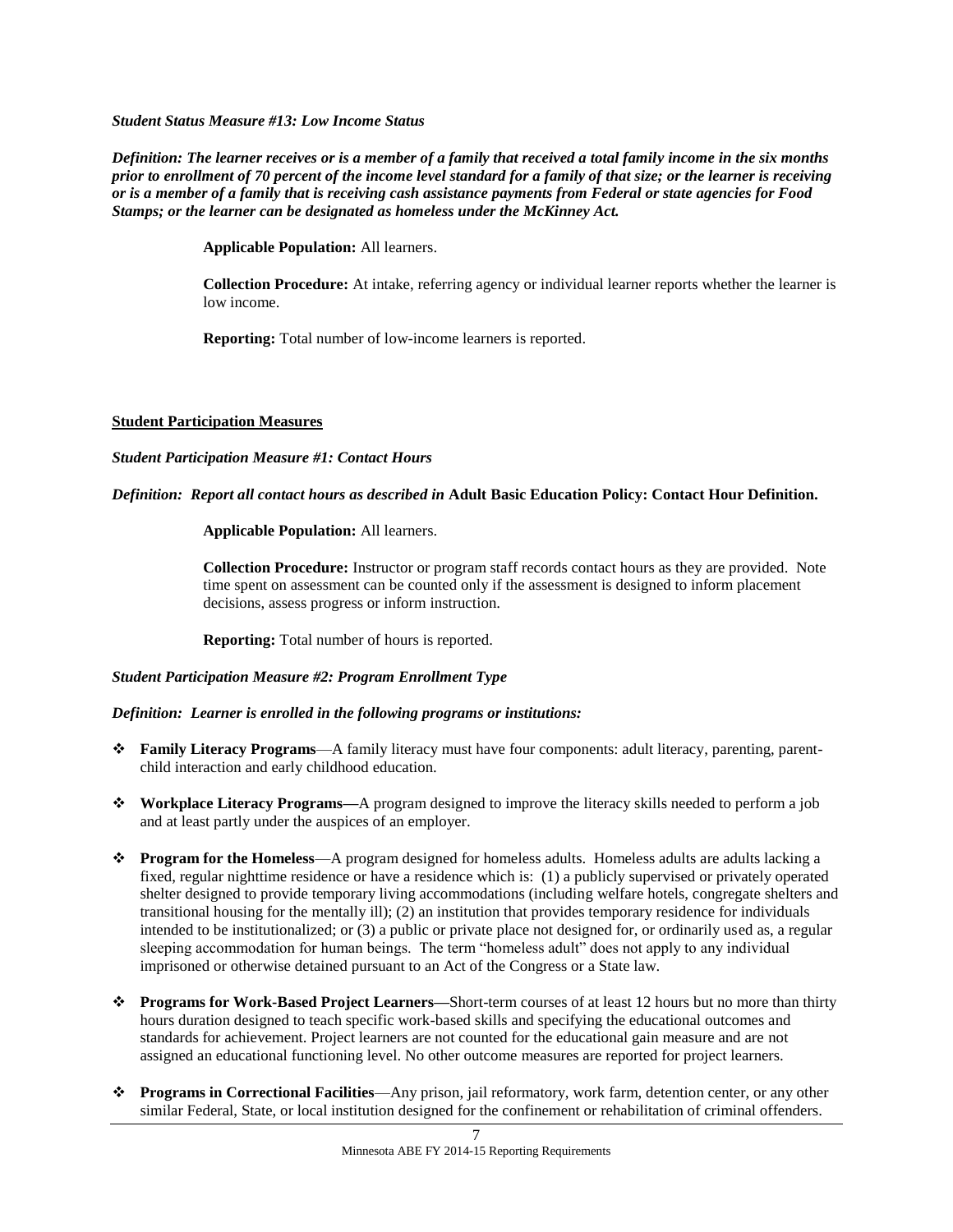***Student Status Measure #13: Low Income Status***

***Definition: The learner receives or is a member of a family that received a total family income in the six months prior to enrollment of 70 percent of the income level standard for a family of that size; or the learner is receiving or is a member of a family that is receiving cash assistance payments from Federal or state agencies for Food Stamps; or the learner can be designated as homeless under the McKinney Act.***

> **Applicable Population:** All learners.
>
> **Collection Procedure:** At intake, referring agency or individual learner reports whether the learner is low income.
>
> **Reporting:** Total number of low-income learners is reported.

**Student Participation Measures**

***Student Participation Measure #1: Contact Hours***

***Definition: Report all contact hours as described in* Adult Basic Education Policy: Contact Hour Definition.**

> **Applicable Population:** All learners.
>
> **Collection Procedure:** Instructor or program staff records contact hours as they are provided. Note time spent on assessment can be counted only if the assessment is designed to inform placement decisions, assess progress or inform instruction.
>
> **Reporting:** Total number of hours is reported.

***Student Participation Measure #2: Program Enrollment Type***

***Definition: Learner is enrolled in the following programs or institutions:***

- **Family Literacy Programs**—A family literacy must have four components: adult literacy, parenting, parent-child interaction and early childhood education.
- **Workplace Literacy Programs—**A program designed to improve the literacy skills needed to perform a job and at least partly under the auspices of an employer.
- **Program for the Homeless**—A program designed for homeless adults. Homeless adults are adults lacking a fixed, regular nighttime residence or have a residence which is: (1) a publicly supervised or privately operated shelter designed to provide temporary living accommodations (including welfare hotels, congregate shelters and transitional housing for the mentally ill); (2) an institution that provides temporary residence for individuals intended to be institutionalized; or (3) a public or private place not designed for, or ordinarily used as, a regular sleeping accommodation for human beings. The term "homeless adult" does not apply to any individual imprisoned or otherwise detained pursuant to an Act of the Congress or a State law.
- **Programs for Work-Based Project Learners—**Short-term courses of at least 12 hours but no more than thirty hours duration designed to teach specific work-based skills and specifying the educational outcomes and standards for achievement. Project learners are not counted for the educational gain measure and are not assigned an educational functioning level. No other outcome measures are reported for project learners.
- **Programs in Correctional Facilities**—Any prison, jail reformatory, work farm, detention center, or any other similar Federal, State, or local institution designed for the confinement or rehabilitation of criminal offenders.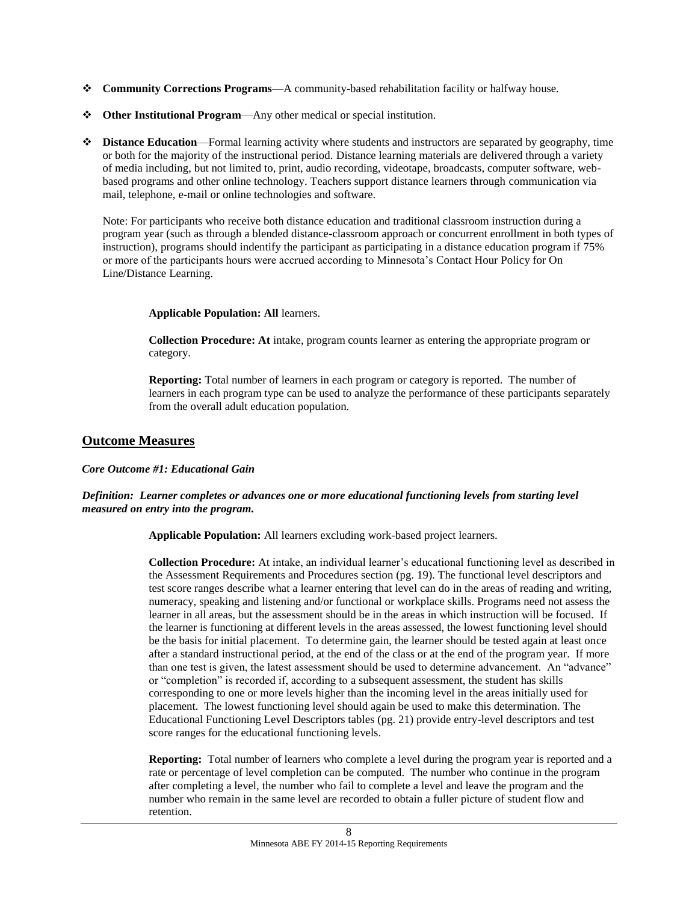- **Community Corrections Programs**—A community-based rehabilitation facility or halfway house.
- **Other Institutional Program**—Any other medical or special institution.
- **Distance Education**—Formal learning activity where students and instructors are separated by geography, time or both for the majority of the instructional period. Distance learning materials are delivered through a variety of media including, but not limited to, print, audio recording, videotape, broadcasts, computer software, web-based programs and other online technology. Teachers support distance learners through communication via mail, telephone, e-mail or online technologies and software.

  Note: For participants who receive both distance education and traditional classroom instruction during a program year (such as through a blended distance-classroom approach or concurrent enrollment in both types of instruction), programs should indentify the participant as participating in a distance education program if 75% or more of the participants hours were accrued according to Minnesota's Contact Hour Policy for On Line/Distance Learning.

**Applicable Population: All** learners.

**Collection Procedure: At** intake, program counts learner as entering the appropriate program or category.

**Reporting:** Total number of learners in each program or category is reported. The number of learners in each program type can be used to analyze the performance of these participants separately from the overall adult education population.

## Outcome Measures

***Core Outcome #1: Educational Gain***

***Definition: Learner completes or advances one or more educational functioning levels from starting level measured on entry into the program.***

**Applicable Population:** All learners excluding work-based project learners.

**Collection Procedure:** At intake, an individual learner's educational functioning level as described in the Assessment Requirements and Procedures section (pg. 19). The functional level descriptors and test score ranges describe what a learner entering that level can do in the areas of reading and writing, numeracy, speaking and listening and/or functional or workplace skills. Programs need not assess the learner in all areas, but the assessment should be in the areas in which instruction will be focused. If the learner is functioning at different levels in the areas assessed, the lowest functioning level should be the basis for initial placement. To determine gain, the learner should be tested again at least once after a standard instructional period, at the end of the class or at the end of the program year. If more than one test is given, the latest assessment should be used to determine advancement. An "advance" or "completion" is recorded if, according to a subsequent assessment, the student has skills corresponding to one or more levels higher than the incoming level in the areas initially used for placement. The lowest functioning level should again be used to make this determination. The Educational Functioning Level Descriptors tables (pg. 21) provide entry-level descriptors and test score ranges for the educational functioning levels.

**Reporting:** Total number of learners who complete a level during the program year is reported and a rate or percentage of level completion can be computed. The number who continue in the program after completing a level, the number who fail to complete a level and leave the program and the number who remain in the same level are recorded to obtain a fuller picture of student flow and retention.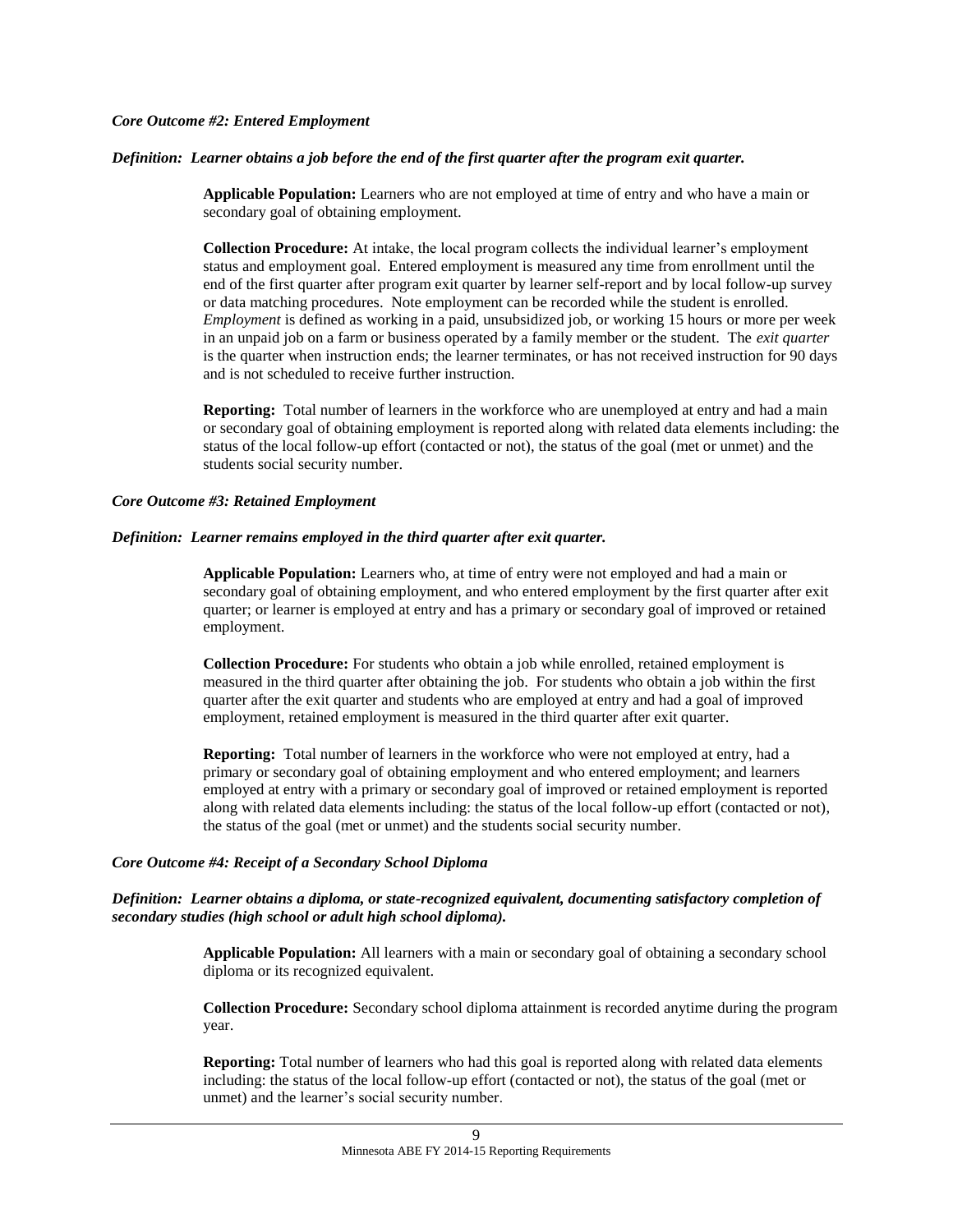***Core Outcome #2: Entered Employment***

***Definition: Learner obtains a job before the end of the first quarter after the program exit quarter.***

**Applicable Population:** Learners who are not employed at time of entry and who have a main or secondary goal of obtaining employment.

**Collection Procedure:** At intake, the local program collects the individual learner's employment status and employment goal. Entered employment is measured any time from enrollment until the end of the first quarter after program exit quarter by learner self-report and by local follow-up survey or data matching procedures. Note employment can be recorded while the student is enrolled. *Employment* is defined as working in a paid, unsubsidized job, or working 15 hours or more per week in an unpaid job on a farm or business operated by a family member or the student. The *exit quarter* is the quarter when instruction ends; the learner terminates, or has not received instruction for 90 days and is not scheduled to receive further instruction.

**Reporting:** Total number of learners in the workforce who are unemployed at entry and had a main or secondary goal of obtaining employment is reported along with related data elements including: the status of the local follow-up effort (contacted or not), the status of the goal (met or unmet) and the students social security number.

***Core Outcome #3: Retained Employment***

***Definition: Learner remains employed in the third quarter after exit quarter.***

**Applicable Population:** Learners who, at time of entry were not employed and had a main or secondary goal of obtaining employment, and who entered employment by the first quarter after exit quarter; or learner is employed at entry and has a primary or secondary goal of improved or retained employment.

**Collection Procedure:** For students who obtain a job while enrolled, retained employment is measured in the third quarter after obtaining the job. For students who obtain a job within the first quarter after the exit quarter and students who are employed at entry and had a goal of improved employment, retained employment is measured in the third quarter after exit quarter.

**Reporting:** Total number of learners in the workforce who were not employed at entry, had a primary or secondary goal of obtaining employment and who entered employment; and learners employed at entry with a primary or secondary goal of improved or retained employment is reported along with related data elements including: the status of the local follow-up effort (contacted or not), the status of the goal (met or unmet) and the students social security number.

***Core Outcome #4: Receipt of a Secondary School Diploma***

***Definition: Learner obtains a diploma, or state-recognized equivalent, documenting satisfactory completion of secondary studies (high school or adult high school diploma).***

**Applicable Population:** All learners with a main or secondary goal of obtaining a secondary school diploma or its recognized equivalent.

**Collection Procedure:** Secondary school diploma attainment is recorded anytime during the program year.

**Reporting:** Total number of learners who had this goal is reported along with related data elements including: the status of the local follow-up effort (contacted or not), the status of the goal (met or unmet) and the learner's social security number.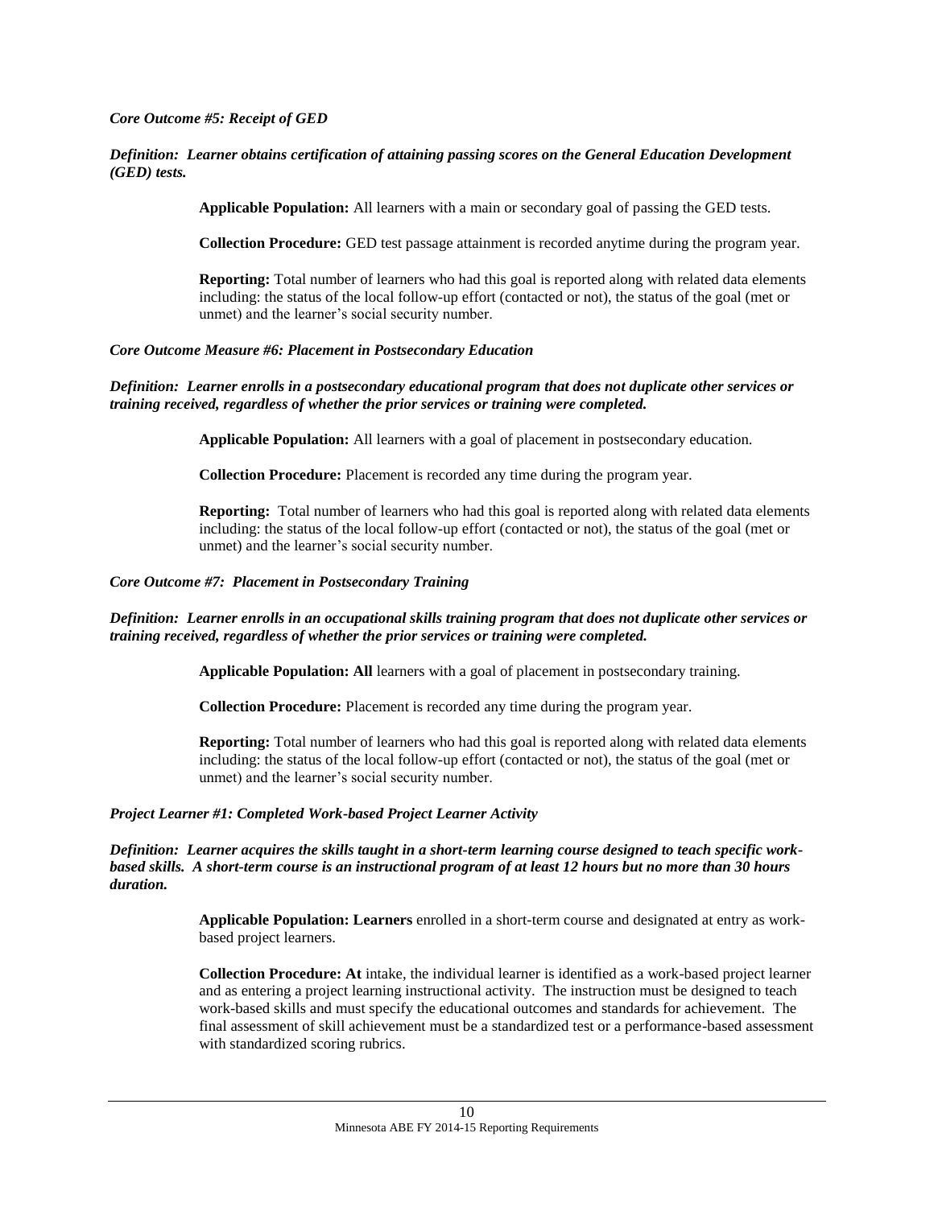***Core Outcome #5: Receipt of GED***

***Definition: Learner obtains certification of attaining passing scores on the General Education Development (GED) tests.***

**Applicable Population:** All learners with a main or secondary goal of passing the GED tests.

**Collection Procedure:** GED test passage attainment is recorded anytime during the program year.

**Reporting:** Total number of learners who had this goal is reported along with related data elements including: the status of the local follow-up effort (contacted or not), the status of the goal (met or unmet) and the learner's social security number.

***Core Outcome Measure #6: Placement in Postsecondary Education***

***Definition: Learner enrolls in a postsecondary educational program that does not duplicate other services or training received, regardless of whether the prior services or training were completed.***

**Applicable Population:** All learners with a goal of placement in postsecondary education.

**Collection Procedure:** Placement is recorded any time during the program year.

**Reporting:** Total number of learners who had this goal is reported along with related data elements including: the status of the local follow-up effort (contacted or not), the status of the goal (met or unmet) and the learner's social security number.

***Core Outcome #7: Placement in Postsecondary Training***

***Definition: Learner enrolls in an occupational skills training program that does not duplicate other services or training received, regardless of whether the prior services or training were completed.***

**Applicable Population: All** learners with a goal of placement in postsecondary training.

**Collection Procedure:** Placement is recorded any time during the program year.

**Reporting:** Total number of learners who had this goal is reported along with related data elements including: the status of the local follow-up effort (contacted or not), the status of the goal (met or unmet) and the learner's social security number.

***Project Learner #1: Completed Work-based Project Learner Activity***

***Definition: Learner acquires the skills taught in a short-term learning course designed to teach specific work-based skills. A short-term course is an instructional program of at least 12 hours but no more than 30 hours duration.***

**Applicable Population: Learners** enrolled in a short-term course and designated at entry as work-based project learners.

**Collection Procedure: At** intake, the individual learner is identified as a work-based project learner and as entering a project learning instructional activity. The instruction must be designed to teach work-based skills and must specify the educational outcomes and standards for achievement. The final assessment of skill achievement must be a standardized test or a performance-based assessment with standardized scoring rubrics.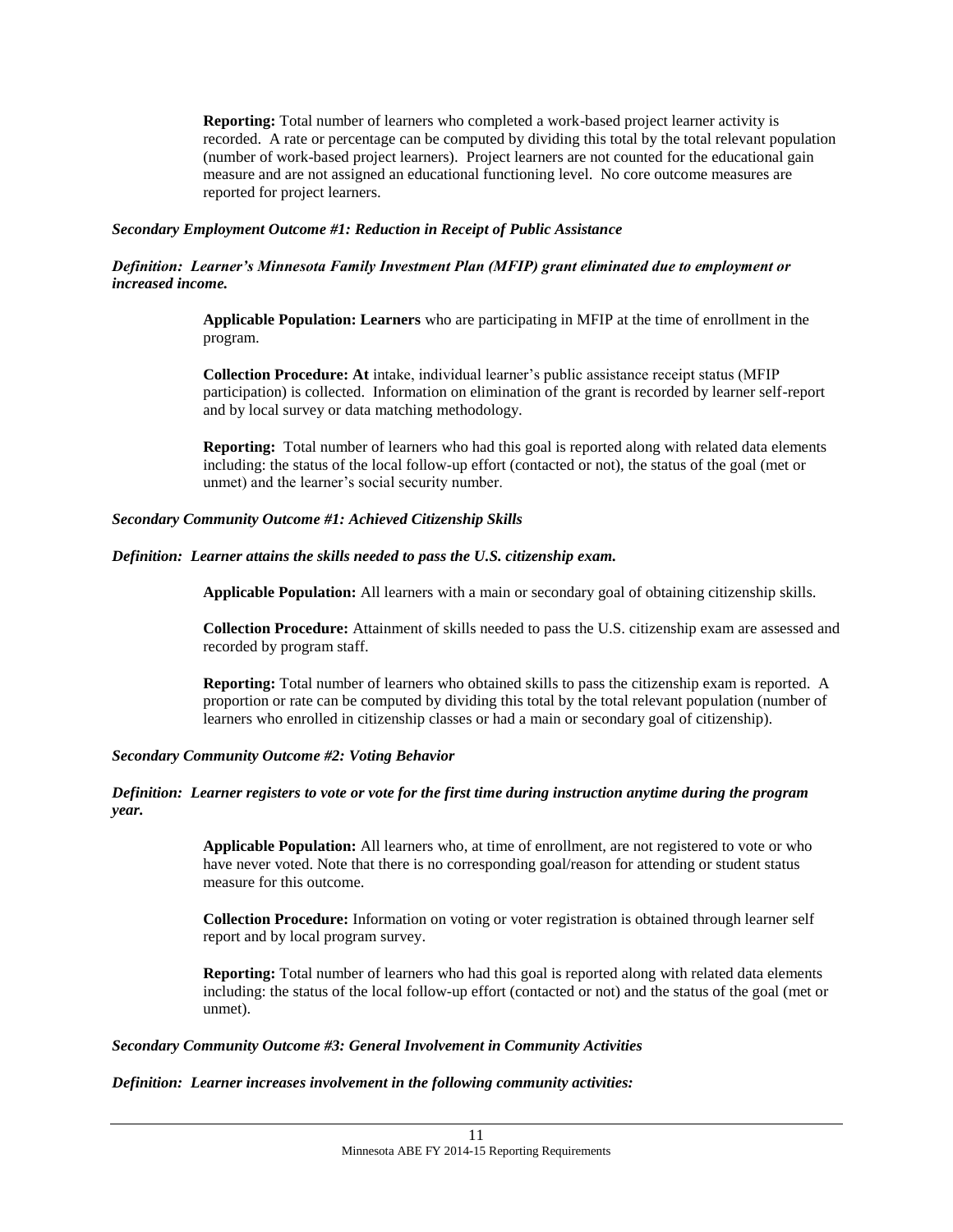**Reporting:** Total number of learners who completed a work-based project learner activity is recorded. A rate or percentage can be computed by dividing this total by the total relevant population (number of work-based project learners). Project learners are not counted for the educational gain measure and are not assigned an educational functioning level. No core outcome measures are reported for project learners.

***Secondary Employment Outcome #1: Reduction in Receipt of Public Assistance***

***Definition: Learner's Minnesota Family Investment Plan (MFIP) grant eliminated due to employment or increased income.***

**Applicable Population: Learners** who are participating in MFIP at the time of enrollment in the program.

**Collection Procedure: At** intake, individual learner's public assistance receipt status (MFIP participation) is collected. Information on elimination of the grant is recorded by learner self-report and by local survey or data matching methodology.

**Reporting:** Total number of learners who had this goal is reported along with related data elements including: the status of the local follow-up effort (contacted or not), the status of the goal (met or unmet) and the learner's social security number.

***Secondary Community Outcome #1: Achieved Citizenship Skills***

***Definition: Learner attains the skills needed to pass the U.S. citizenship exam.***

**Applicable Population:** All learners with a main or secondary goal of obtaining citizenship skills.

**Collection Procedure:** Attainment of skills needed to pass the U.S. citizenship exam are assessed and recorded by program staff.

**Reporting:** Total number of learners who obtained skills to pass the citizenship exam is reported. A proportion or rate can be computed by dividing this total by the total relevant population (number of learners who enrolled in citizenship classes or had a main or secondary goal of citizenship).

***Secondary Community Outcome #2: Voting Behavior***

***Definition: Learner registers to vote or vote for the first time during instruction anytime during the program year.***

**Applicable Population:** All learners who, at time of enrollment, are not registered to vote or who have never voted. Note that there is no corresponding goal/reason for attending or student status measure for this outcome.

**Collection Procedure:** Information on voting or voter registration is obtained through learner self report and by local program survey.

**Reporting:** Total number of learners who had this goal is reported along with related data elements including: the status of the local follow-up effort (contacted or not) and the status of the goal (met or unmet).

***Secondary Community Outcome #3: General Involvement in Community Activities***

***Definition: Learner increases involvement in the following community activities:***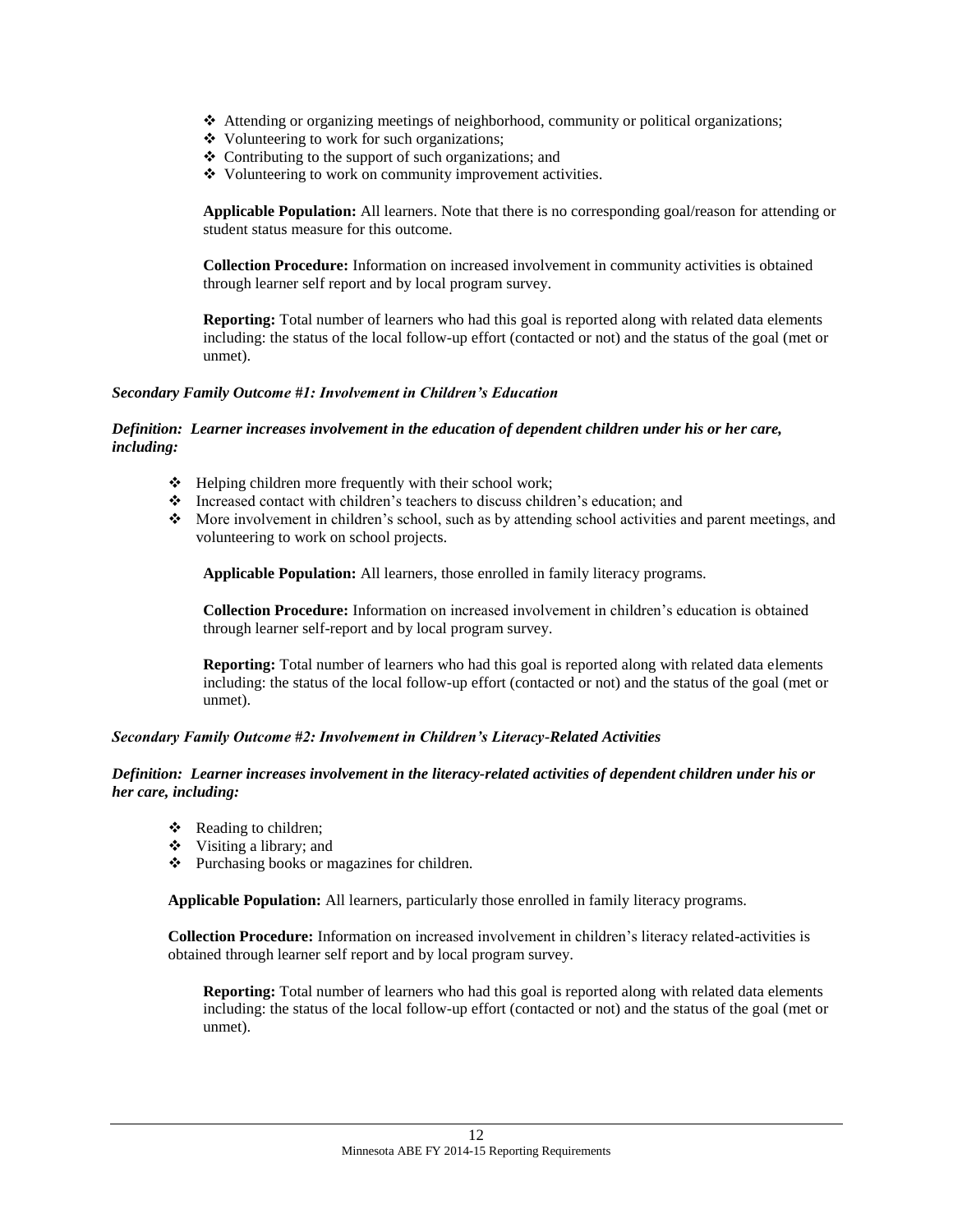- Attending or organizing meetings of neighborhood, community or political organizations;
- Volunteering to work for such organizations;
- Contributing to the support of such organizations; and
- Volunteering to work on community improvement activities.

**Applicable Population:** All learners. Note that there is no corresponding goal/reason for attending or student status measure for this outcome.

**Collection Procedure:** Information on increased involvement in community activities is obtained through learner self report and by local program survey.

**Reporting:** Total number of learners who had this goal is reported along with related data elements including: the status of the local follow-up effort (contacted or not) and the status of the goal (met or unmet).

***Secondary Family Outcome #1: Involvement in Children's Education***

***Definition: Learner increases involvement in the education of dependent children under his or her care, including:***

- Helping children more frequently with their school work;
- Increased contact with children's teachers to discuss children's education; and
- More involvement in children's school, such as by attending school activities and parent meetings, and volunteering to work on school projects.

**Applicable Population:** All learners, those enrolled in family literacy programs.

**Collection Procedure:** Information on increased involvement in children's education is obtained through learner self-report and by local program survey.

**Reporting:** Total number of learners who had this goal is reported along with related data elements including: the status of the local follow-up effort (contacted or not) and the status of the goal (met or unmet).

***Secondary Family Outcome #2: Involvement in Children's Literacy-Related Activities***

***Definition: Learner increases involvement in the literacy-related activities of dependent children under his or her care, including:***

- Reading to children;
- Visiting a library; and
- Purchasing books or magazines for children.

**Applicable Population:** All learners, particularly those enrolled in family literacy programs.

**Collection Procedure:** Information on increased involvement in children's literacy related-activities is obtained through learner self report and by local program survey.

**Reporting:** Total number of learners who had this goal is reported along with related data elements including: the status of the local follow-up effort (contacted or not) and the status of the goal (met or unmet).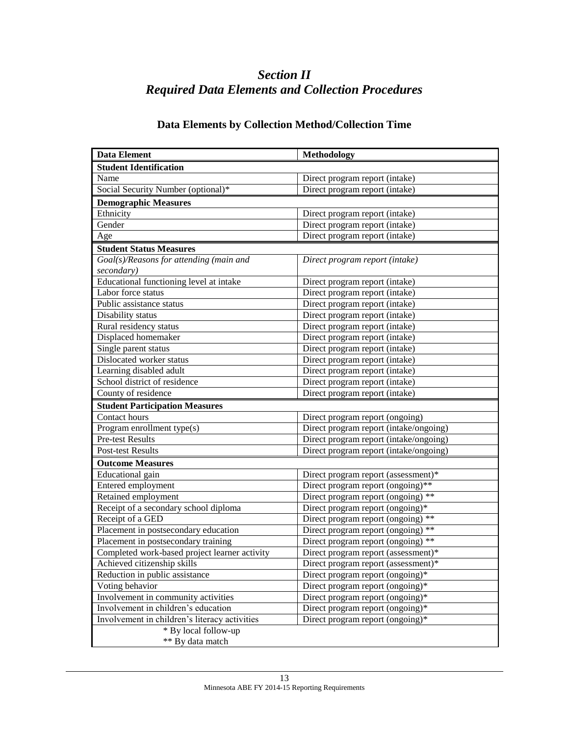# *Section II*
# *Required Data Elements and Collection Procedures*

## Data Elements by Collection Method/Collection Time

| Data Element | Methodology |
|---|---|
| **Student Identification** | |
| Name | Direct program report (intake) |
| Social Security Number (optional)* | Direct program report (intake) |
| **Demographic Measures** | |
| Ethnicity | Direct program report (intake) |
| Gender | Direct program report (intake) |
| Age | Direct program report (intake) |
| **Student Status Measures** | |
| *Goal(s)/Reasons for attending (main and secondary)* | *Direct program report (intake)* |
| Educational functioning level at intake | Direct program report (intake) |
| Labor force status | Direct program report (intake) |
| Public assistance status | Direct program report (intake) |
| Disability status | Direct program report (intake) |
| Rural residency status | Direct program report (intake) |
| Displaced homemaker | Direct program report (intake) |
| Single parent status | Direct program report (intake) |
| Dislocated worker status | Direct program report (intake) |
| Learning disabled adult | Direct program report (intake) |
| School district of residence | Direct program report (intake) |
| County of residence | Direct program report (intake) |
| **Student Participation Measures** | |
| Contact hours | Direct program report (ongoing) |
| Program enrollment type(s) | Direct program report (intake/ongoing) |
| Pre-test Results | Direct program report (intake/ongoing) |
| Post-test Results | Direct program report (intake/ongoing) |
| **Outcome Measures** | |
| Educational gain | Direct program report (assessment)* |
| Entered employment | Direct program report (ongoing)** |
| Retained employment | Direct program report (ongoing) ** |
| Receipt of a secondary school diploma | Direct program report (ongoing)* |
| Receipt of a GED | Direct program report (ongoing) ** |
| Placement in postsecondary education | Direct program report (ongoing) ** |
| Placement in postsecondary training | Direct program report (ongoing) ** |
| Completed work-based project learner activity | Direct program report (assessment)* |
| Achieved citizenship skills | Direct program report (assessment)* |
| Reduction in public assistance | Direct program report (ongoing)* |
| Voting behavior | Direct program report (ongoing)* |
| Involvement in community activities | Direct program report (ongoing)* |
| Involvement in children's education | Direct program report (ongoing)* |
| Involvement in children's literacy activities | Direct program report (ongoing)* |

\* By local follow-up
\*\* By data match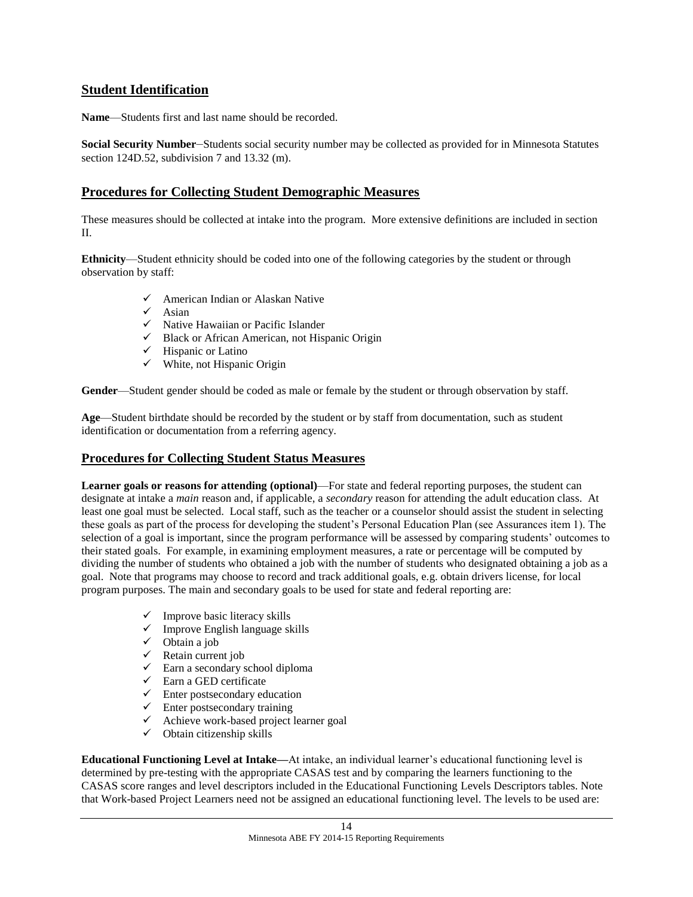## Student Identification

**Name**—Students first and last name should be recorded.

**Social Security Number**–Students social security number may be collected as provided for in Minnesota Statutes section 124D.52, subdivision 7 and 13.32 (m).

## Procedures for Collecting Student Demographic Measures

These measures should be collected at intake into the program. More extensive definitions are included in section II.

**Ethnicity**—Student ethnicity should be coded into one of the following categories by the student or through observation by staff:

- ✓ American Indian or Alaskan Native
- ✓ Asian
- ✓ Native Hawaiian or Pacific Islander
- ✓ Black or African American, not Hispanic Origin
- ✓ Hispanic or Latino
- ✓ White, not Hispanic Origin

**Gender**—Student gender should be coded as male or female by the student or through observation by staff.

**Age**—Student birthdate should be recorded by the student or by staff from documentation, such as student identification or documentation from a referring agency.

## Procedures for Collecting Student Status Measures

**Learner goals or reasons for attending (optional)**—For state and federal reporting purposes, the student can designate at intake a *main* reason and, if applicable, a *secondary* reason for attending the adult education class. At least one goal must be selected. Local staff, such as the teacher or a counselor should assist the student in selecting these goals as part of the process for developing the student's Personal Education Plan (see Assurances item 1). The selection of a goal is important, since the program performance will be assessed by comparing students' outcomes to their stated goals. For example, in examining employment measures, a rate or percentage will be computed by dividing the number of students who obtained a job with the number of students who designated obtaining a job as a goal. Note that programs may choose to record and track additional goals, e.g. obtain drivers license, for local program purposes. The main and secondary goals to be used for state and federal reporting are:

- ✓ Improve basic literacy skills
- ✓ Improve English language skills
- ✓ Obtain a job
- ✓ Retain current job
- ✓ Earn a secondary school diploma
- ✓ Earn a GED certificate
- ✓ Enter postsecondary education
- ✓ Enter postsecondary training
- ✓ Achieve work-based project learner goal
- ✓ Obtain citizenship skills

**Educational Functioning Level at Intake—**At intake, an individual learner's educational functioning level is determined by pre-testing with the appropriate CASAS test and by comparing the learners functioning to the CASAS score ranges and level descriptors included in the Educational Functioning Levels Descriptors tables. Note that Work-based Project Learners need not be assigned an educational functioning level. The levels to be used are: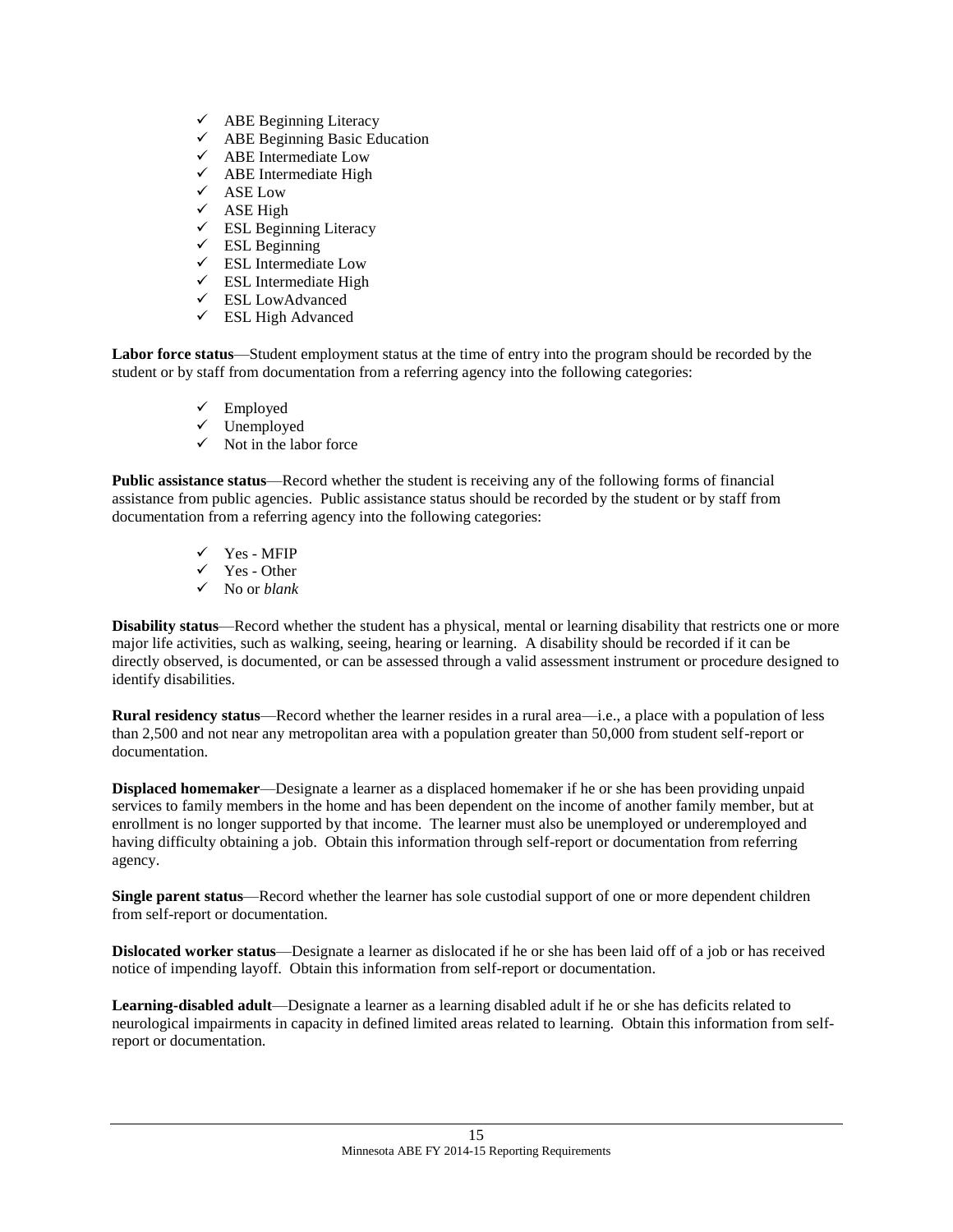- ABE Beginning Literacy
- ABE Beginning Basic Education
- ABE Intermediate Low
- ABE Intermediate High
- ASE Low
- ASE High
- ESL Beginning Literacy
- ESL Beginning
- ESL Intermediate Low
- ESL Intermediate High
- ESL LowAdvanced
- ESL High Advanced

**Labor force status**—Student employment status at the time of entry into the program should be recorded by the student or by staff from documentation from a referring agency into the following categories:

- Employed
- Unemployed
- Not in the labor force

**Public assistance status**—Record whether the student is receiving any of the following forms of financial assistance from public agencies. Public assistance status should be recorded by the student or by staff from documentation from a referring agency into the following categories:

- Yes - MFIP
- Yes - Other
- No or *blank*

**Disability status**—Record whether the student has a physical, mental or learning disability that restricts one or more major life activities, such as walking, seeing, hearing or learning. A disability should be recorded if it can be directly observed, is documented, or can be assessed through a valid assessment instrument or procedure designed to identify disabilities.

**Rural residency status**—Record whether the learner resides in a rural area—i.e., a place with a population of less than 2,500 and not near any metropolitan area with a population greater than 50,000 from student self-report or documentation.

**Displaced homemaker**—Designate a learner as a displaced homemaker if he or she has been providing unpaid services to family members in the home and has been dependent on the income of another family member, but at enrollment is no longer supported by that income. The learner must also be unemployed or underemployed and having difficulty obtaining a job. Obtain this information through self-report or documentation from referring agency.

**Single parent status**—Record whether the learner has sole custodial support of one or more dependent children from self-report or documentation.

**Dislocated worker status**—Designate a learner as dislocated if he or she has been laid off of a job or has received notice of impending layoff. Obtain this information from self-report or documentation.

**Learning-disabled adult**—Designate a learner as a learning disabled adult if he or she has deficits related to neurological impairments in capacity in defined limited areas related to learning. Obtain this information from self-report or documentation.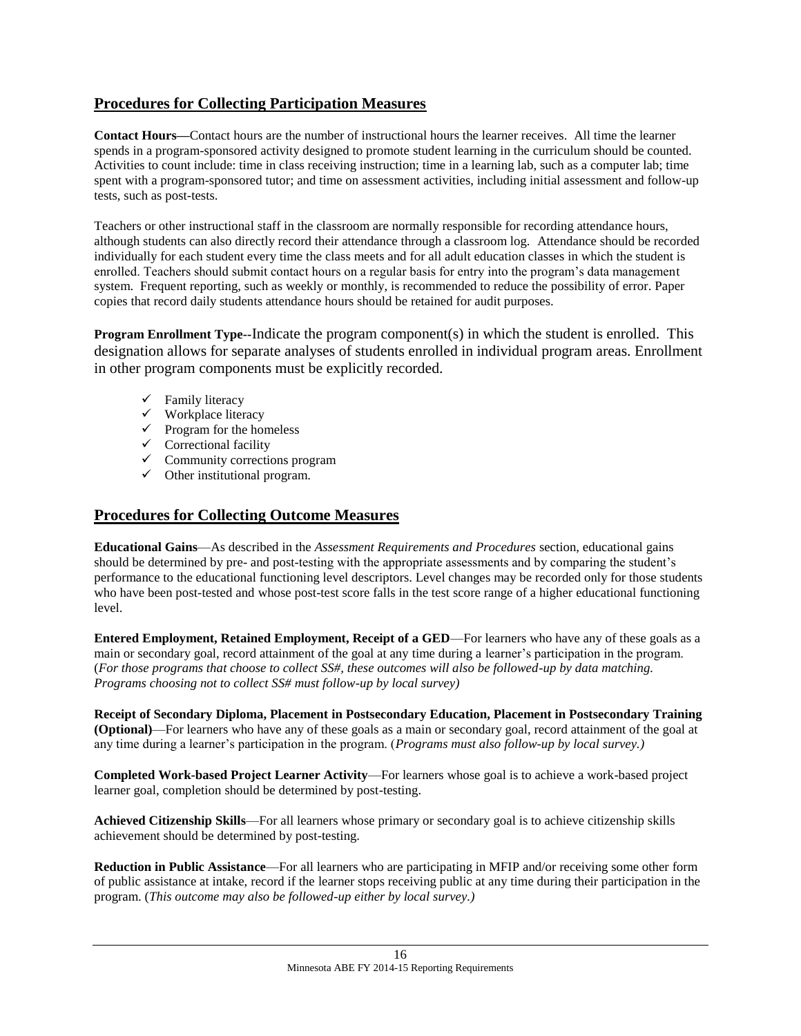## Procedures for Collecting Participation Measures

**Contact Hours—**Contact hours are the number of instructional hours the learner receives. All time the learner spends in a program-sponsored activity designed to promote student learning in the curriculum should be counted. Activities to count include: time in class receiving instruction; time in a learning lab, such as a computer lab; time spent with a program-sponsored tutor; and time on assessment activities, including initial assessment and follow-up tests, such as post-tests.

Teachers or other instructional staff in the classroom are normally responsible for recording attendance hours, although students can also directly record their attendance through a classroom log. Attendance should be recorded individually for each student every time the class meets and for all adult education classes in which the student is enrolled. Teachers should submit contact hours on a regular basis for entry into the program's data management system. Frequent reporting, such as weekly or monthly, is recommended to reduce the possibility of error. Paper copies that record daily students attendance hours should be retained for audit purposes.

**Program Enrollment Type--**Indicate the program component(s) in which the student is enrolled. This designation allows for separate analyses of students enrolled in individual program areas. Enrollment in other program components must be explicitly recorded.

- ✓ Family literacy
- ✓ Workplace literacy
- ✓ Program for the homeless
- ✓ Correctional facility
- ✓ Community corrections program
- ✓ Other institutional program.

## Procedures for Collecting Outcome Measures

**Educational Gains**—As described in the *Assessment Requirements and Procedures* section, educational gains should be determined by pre- and post-testing with the appropriate assessments and by comparing the student's performance to the educational functioning level descriptors. Level changes may be recorded only for those students who have been post-tested and whose post-test score falls in the test score range of a higher educational functioning level.

**Entered Employment, Retained Employment, Receipt of a GED**—For learners who have any of these goals as a main or secondary goal, record attainment of the goal at any time during a learner's participation in the program. (*For those programs that choose to collect SS#, these outcomes will also be followed-up by data matching. Programs choosing not to collect SS# must follow-up by local survey)*

**Receipt of Secondary Diploma, Placement in Postsecondary Education, Placement in Postsecondary Training (Optional)**—For learners who have any of these goals as a main or secondary goal, record attainment of the goal at any time during a learner's participation in the program. (*Programs must also follow-up by local survey.)*

**Completed Work-based Project Learner Activity**—For learners whose goal is to achieve a work-based project learner goal, completion should be determined by post-testing.

**Achieved Citizenship Skills**—For all learners whose primary or secondary goal is to achieve citizenship skills achievement should be determined by post-testing.

**Reduction in Public Assistance**—For all learners who are participating in MFIP and/or receiving some other form of public assistance at intake, record if the learner stops receiving public at any time during their participation in the program. (*This outcome may also be followed-up either by local survey.)*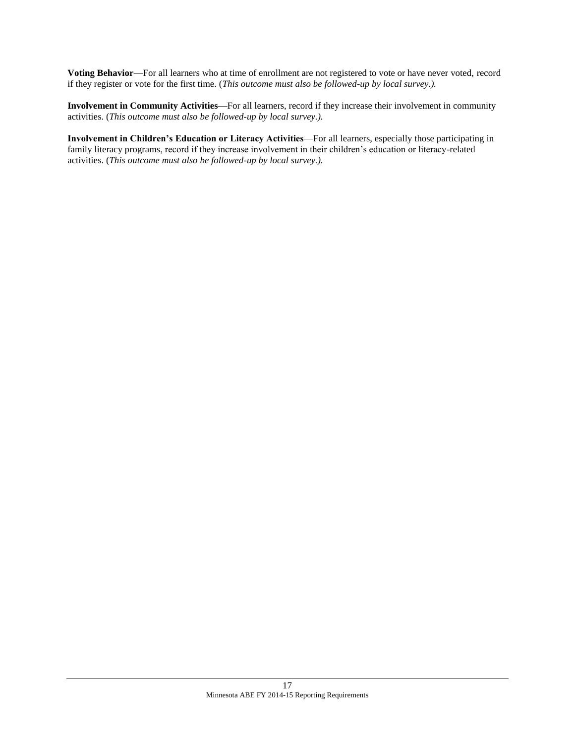**Voting Behavior**—For all learners who at time of enrollment are not registered to vote or have never voted, record if they register or vote for the first time. (*This outcome must also be followed-up by local survey.).*

**Involvement in Community Activities**—For all learners, record if they increase their involvement in community activities. (*This outcome must also be followed-up by local survey.).*

**Involvement in Children's Education or Literacy Activities**—For all learners, especially those participating in family literacy programs, record if they increase involvement in their children's education or literacy-related activities. (*This outcome must also be followed-up by local survey.).*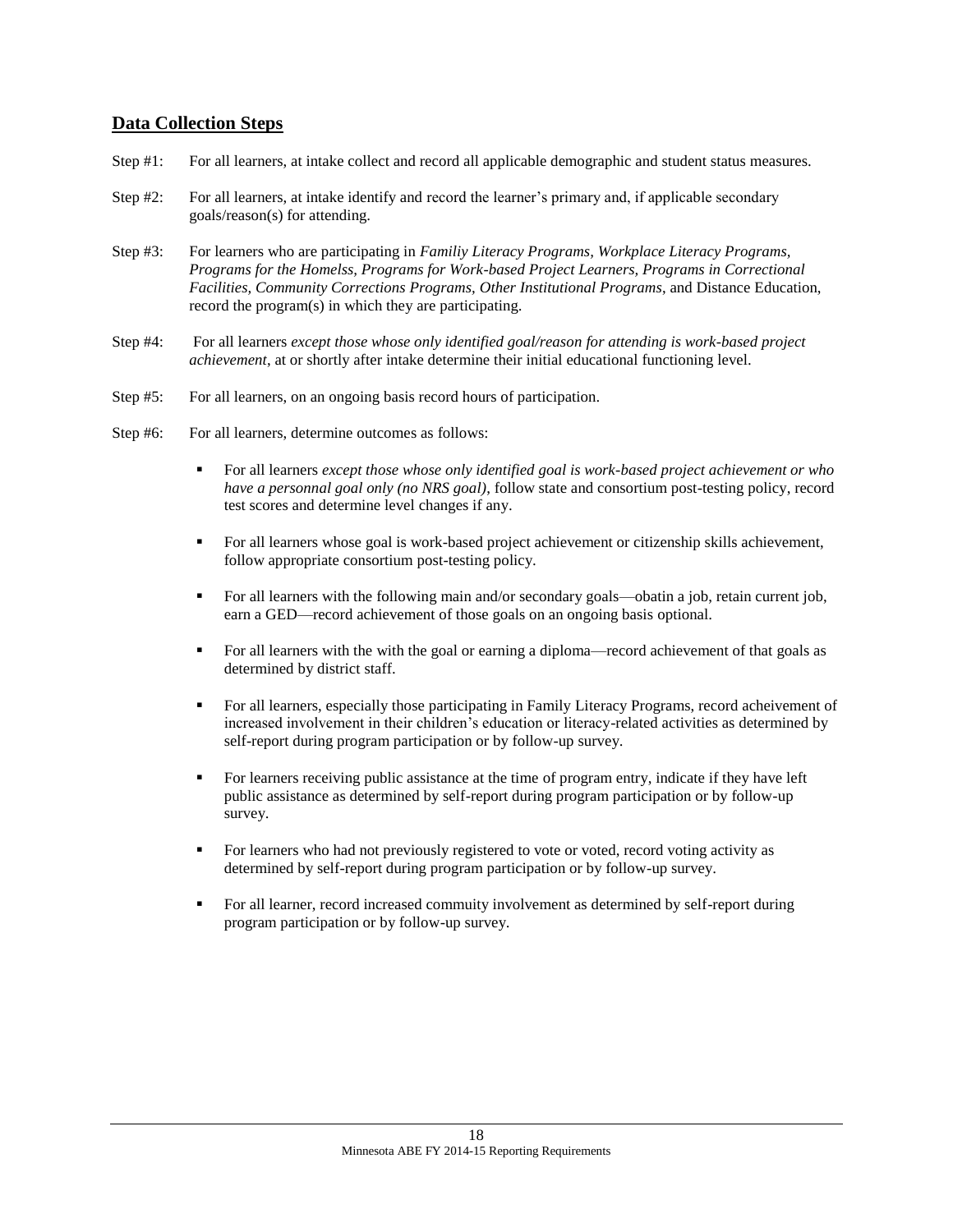## Data Collection Steps

Step #1: For all learners, at intake collect and record all applicable demographic and student status measures.

Step #2: For all learners, at intake identify and record the learner's primary and, if applicable secondary goals/reason(s) for attending.

Step #3: For learners who are participating in *Familiy Literacy Programs, Workplace Literacy Programs, Programs for the Homelss, Programs for Work-based Project Learners, Programs in Correctional Facilities, Community Corrections Programs, Other Institutional Programs*, and Distance Education, record the program(s) in which they are participating.

Step #4: For all learners *except those whose only identified goal/reason for attending is work-based project achievement*, at or shortly after intake determine their initial educational functioning level.

Step #5: For all learners, on an ongoing basis record hours of participation.

Step #6: For all learners, determine outcomes as follows:

- For all learners *except those whose only identified goal is work-based project achievement or who have a personnal goal only (no NRS goal)*, follow state and consortium post-testing policy, record test scores and determine level changes if any.
- For all learners whose goal is work-based project achievement or citizenship skills achievement, follow appropriate consortium post-testing policy.
- For all learners with the following main and/or secondary goals—obatin a job, retain current job, earn a GED—record achievement of those goals on an ongoing basis optional.
- For all learners with the with the goal or earning a diploma—record achievement of that goals as determined by district staff.
- For all learners, especially those participating in Family Literacy Programs, record acheivement of increased involvement in their children's education or literacy-related activities as determined by self-report during program participation or by follow-up survey.
- For learners receiving public assistance at the time of program entry, indicate if they have left public assistance as determined by self-report during program participation or by follow-up survey.
- For learners who had not previously registered to vote or voted, record voting activity as determined by self-report during program participation or by follow-up survey.
- For all learner, record increased commuity involvement as determined by self-report during program participation or by follow-up survey.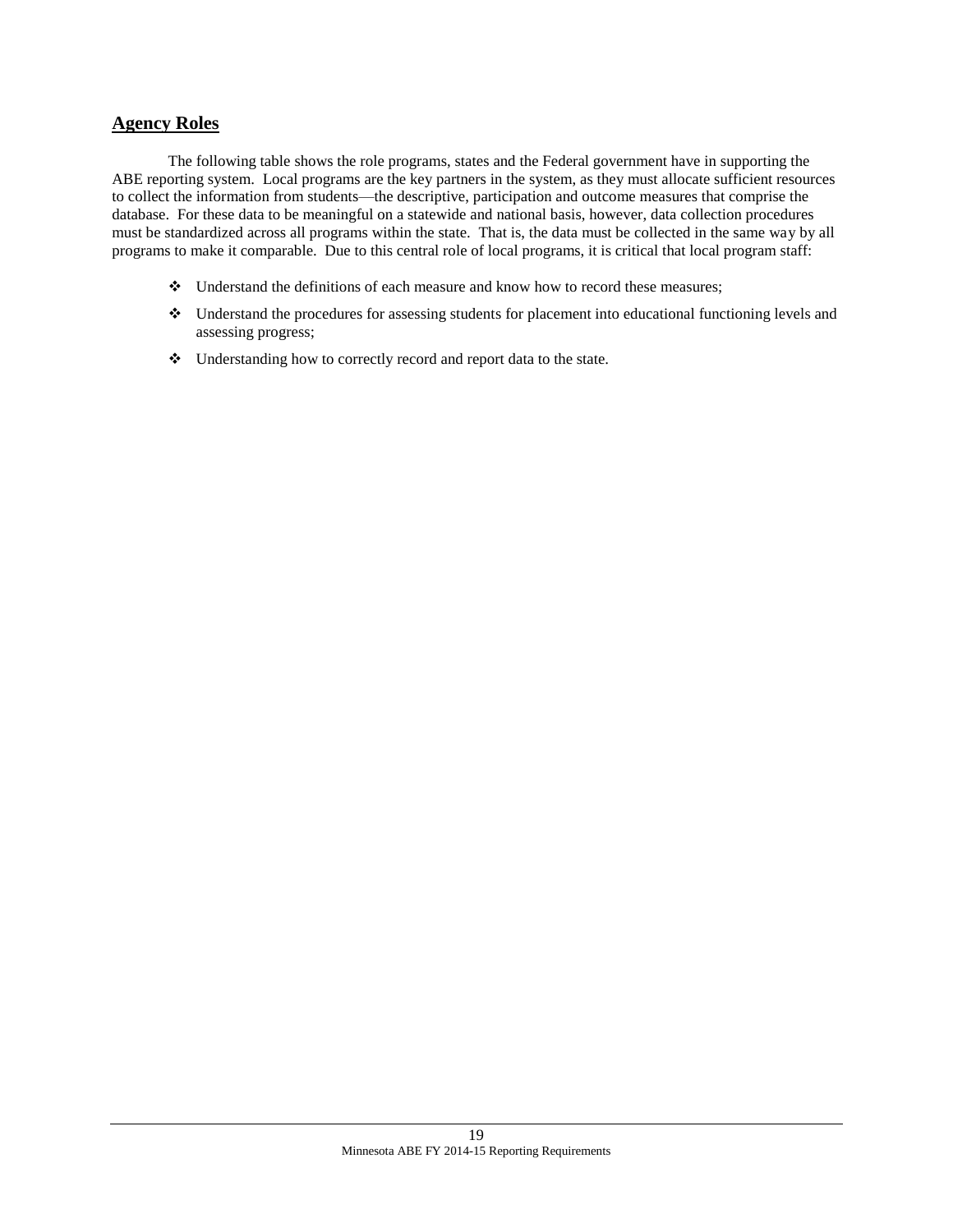## Agency Roles

The following table shows the role programs, states and the Federal government have in supporting the ABE reporting system. Local programs are the key partners in the system, as they must allocate sufficient resources to collect the information from students—the descriptive, participation and outcome measures that comprise the database. For these data to be meaningful on a statewide and national basis, however, data collection procedures must be standardized across all programs within the state. That is, the data must be collected in the same way by all programs to make it comparable. Due to this central role of local programs, it is critical that local program staff:

- Understand the definitions of each measure and know how to record these measures;
- Understand the procedures for assessing students for placement into educational functioning levels and assessing progress;
- Understanding how to correctly record and report data to the state.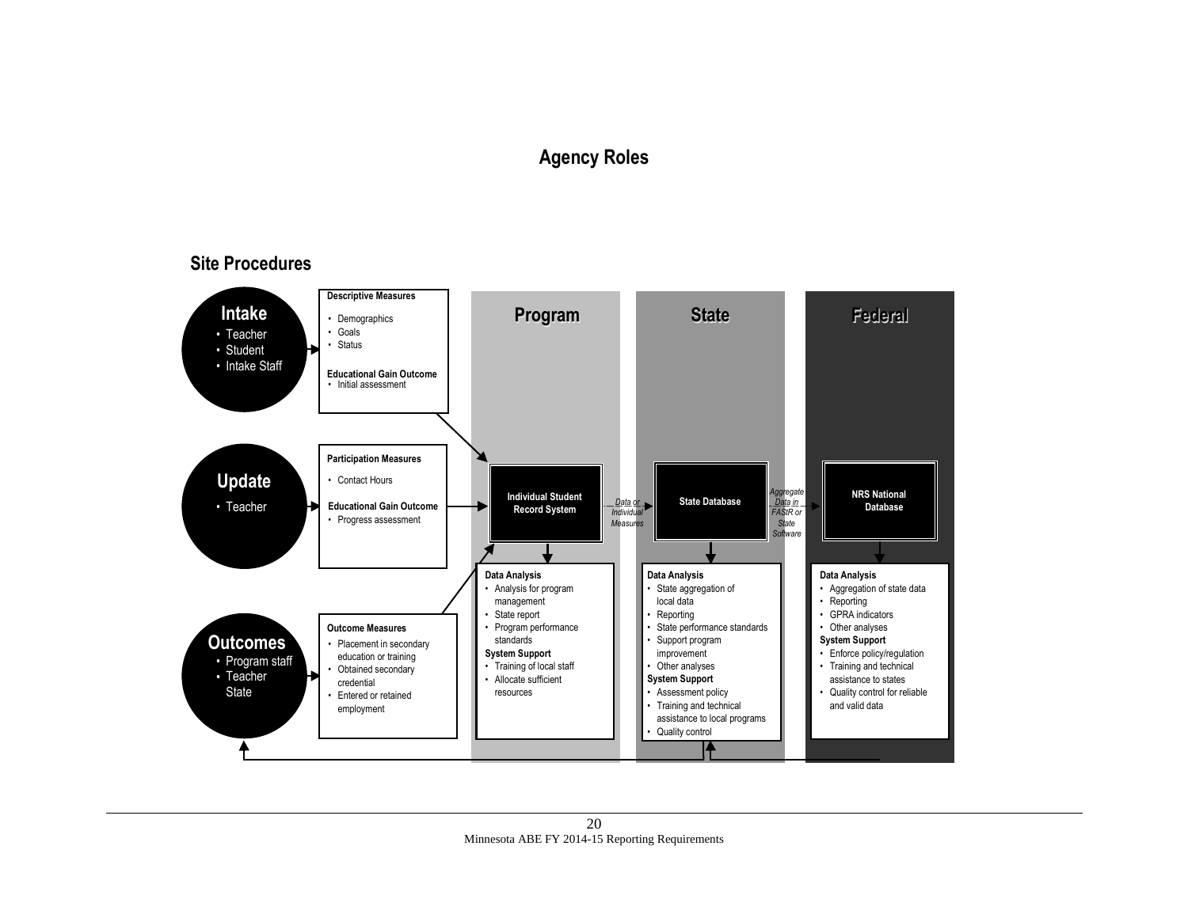## Agency Roles

### Site Procedures

**Intake**
- Teacher
- Student
- Intake Staff

**Descriptive Measures**
- Demographics
- Goals
- Status

**Educational Gain Outcome**
- Initial assessment

**Update**
- Teacher

**Participation Measures**
- Contact Hours

**Educational Gain Outcome**
- Progress assessment

**Outcomes**
- Program staff
- Teacher
- State

**Outcome Measures**
- Placement in secondary education or training
- Obtained secondary credential
- Entered or retained employment

### Program

**Individual Student Record System**

*Data or Individual Measures*

**Data Analysis**
- Analysis for program management
- State report
- Program performance standards

**System Support**
- Training of local staff
- Allocate sufficient resources

### State

**State Database**

*Aggregate Data in FAStR or State Software*

**Data Analysis**
- State aggregation of local data
- Reporting
- State performance standards
- Support program improvement
- Other analyses

**System Support**
- Assessment policy
- Training and technical assistance to local programs
- Quality control

### Federal

**NRS National Database**

**Data Analysis**
- Aggregation of state data
- Reporting
- GPRA indicators
- Other analyses

**System Support**
- Enforce policy/regulation
- Training and technical assistance to states
- Quality control for reliable and valid data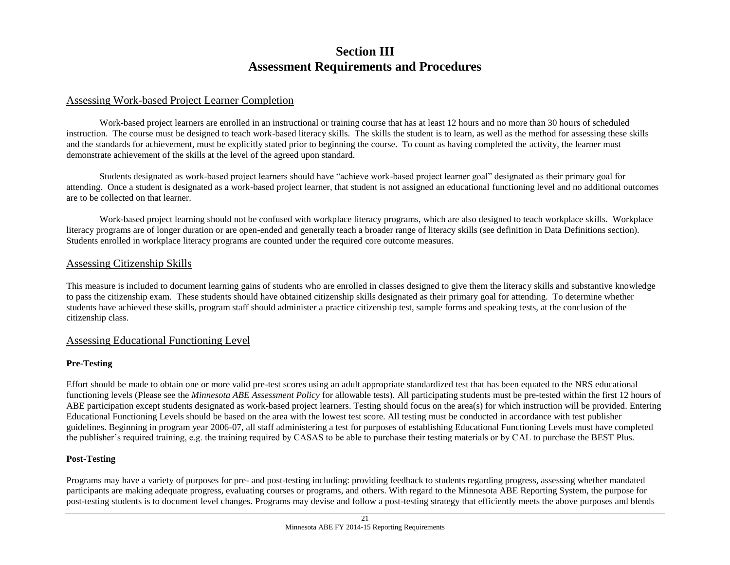# Section III
# Assessment Requirements and Procedures

## Assessing Work-based Project Learner Completion

Work-based project learners are enrolled in an instructional or training course that has at least 12 hours and no more than 30 hours of scheduled instruction. The course must be designed to teach work-based literacy skills. The skills the student is to learn, as well as the method for assessing these skills and the standards for achievement, must be explicitly stated prior to beginning the course. To count as having completed the activity, the learner must demonstrate achievement of the skills at the level of the agreed upon standard.

Students designated as work-based project learners should have "achieve work-based project learner goal" designated as their primary goal for attending. Once a student is designated as a work-based project learner, that student is not assigned an educational functioning level and no additional outcomes are to be collected on that learner.

Work-based project learning should not be confused with workplace literacy programs, which are also designed to teach workplace skills. Workplace literacy programs are of longer duration or are open-ended and generally teach a broader range of literacy skills (see definition in Data Definitions section). Students enrolled in workplace literacy programs are counted under the required core outcome measures.

## Assessing Citizenship Skills

This measure is included to document learning gains of students who are enrolled in classes designed to give them the literacy skills and substantive knowledge to pass the citizenship exam. These students should have obtained citizenship skills designated as their primary goal for attending. To determine whether students have achieved these skills, program staff should administer a practice citizenship test, sample forms and speaking tests, at the conclusion of the citizenship class.

## Assessing Educational Functioning Level

**Pre-Testing**

Effort should be made to obtain one or more valid pre-test scores using an adult appropriate standardized test that has been equated to the NRS educational functioning levels (Please see the *Minnesota ABE Assessment Policy* for allowable tests). All participating students must be pre-tested within the first 12 hours of ABE participation except students designated as work-based project learners. Testing should focus on the area(s) for which instruction will be provided. Entering Educational Functioning Levels should be based on the area with the lowest test score. All testing must be conducted in accordance with test publisher guidelines. Beginning in program year 2006-07, all staff administering a test for purposes of establishing Educational Functioning Levels must have completed the publisher's required training, e.g. the training required by CASAS to be able to purchase their testing materials or by CAL to purchase the BEST Plus.

**Post-Testing**

Programs may have a variety of purposes for pre- and post-testing including: providing feedback to students regarding progress, assessing whether mandated participants are making adequate progress, evaluating courses or programs, and others. With regard to the Minnesota ABE Reporting System, the purpose for post-testing students is to document level changes. Programs may devise and follow a post-testing strategy that efficiently meets the above purposes and blends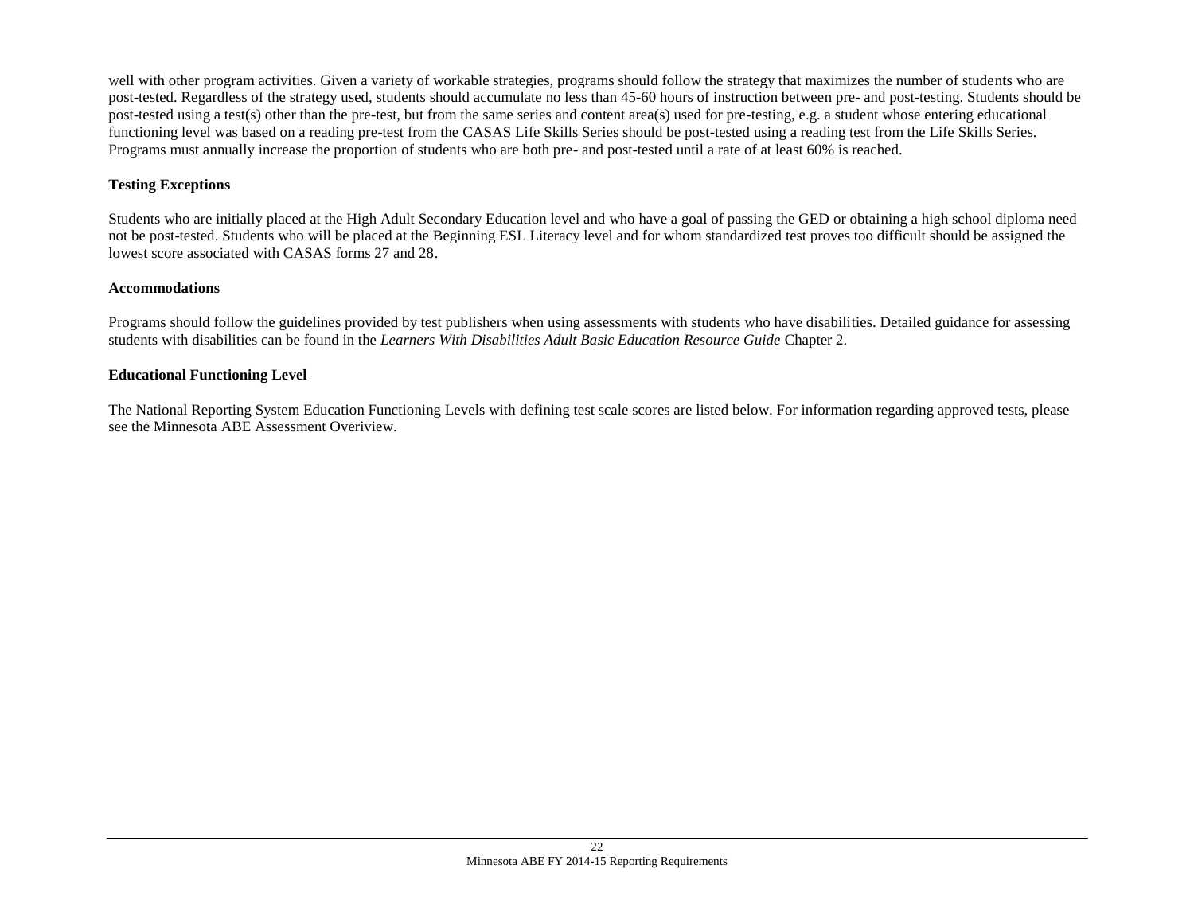well with other program activities. Given a variety of workable strategies, programs should follow the strategy that maximizes the number of students who are post-tested. Regardless of the strategy used, students should accumulate no less than 45-60 hours of instruction between pre- and post-testing. Students should be post-tested using a test(s) other than the pre-test, but from the same series and content area(s) used for pre-testing, e.g. a student whose entering educational functioning level was based on a reading pre-test from the CASAS Life Skills Series should be post-tested using a reading test from the Life Skills Series. Programs must annually increase the proportion of students who are both pre- and post-tested until a rate of at least 60% is reached.

**Testing Exceptions**

Students who are initially placed at the High Adult Secondary Education level and who have a goal of passing the GED or obtaining a high school diploma need not be post-tested. Students who will be placed at the Beginning ESL Literacy level and for whom standardized test proves too difficult should be assigned the lowest score associated with CASAS forms 27 and 28.

**Accommodations**

Programs should follow the guidelines provided by test publishers when using assessments with students who have disabilities. Detailed guidance for assessing students with disabilities can be found in the *Learners With Disabilities Adult Basic Education Resource Guide* Chapter 2.

**Educational Functioning Level**

The National Reporting System Education Functioning Levels with defining test scale scores are listed below. For information regarding approved tests, please see the Minnesota ABE Assessment Overiview.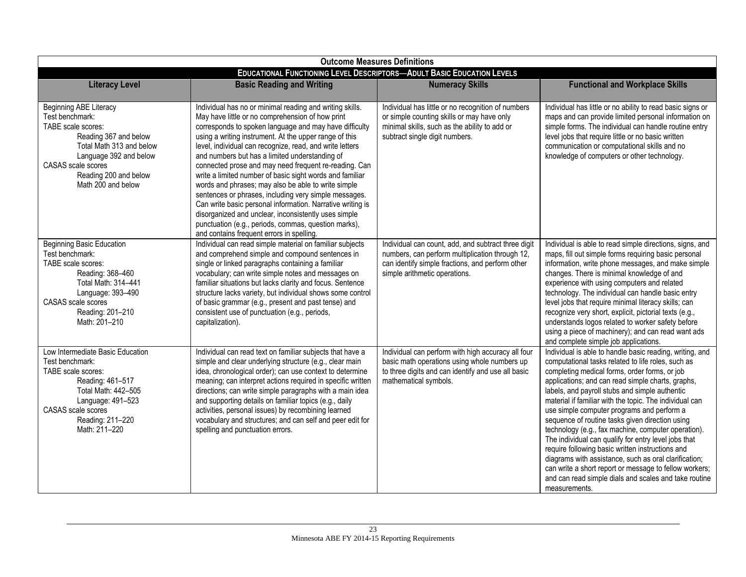**Outcome Measures Definitions**

**EDUCATIONAL FUNCTIONING LEVEL DESCRIPTORS—ADULT BASIC EDUCATION LEVELS**

| Literacy Level | Basic Reading and Writing | Numeracy Skills | Functional and Workplace Skills |
|---|---|---|---|
| Beginning ABE Literacy<br>Test benchmark:<br>TABE scale scores:<br>Reading 367 and below<br>Total Math 313 and below<br>Language 392 and below<br>CASAS scale scores<br>Reading 200 and below<br>Math 200 and below | Individual has no or minimal reading and writing skills. May have little or no comprehension of how print corresponds to spoken language and may have difficulty using a writing instrument. At the upper range of this level, individual can recognize, read, and write letters and numbers but has a limited understanding of connected prose and may need frequent re-reading. Can write a limited number of basic sight words and familiar words and phrases; may also be able to write simple sentences or phrases, including very simple messages. Can write basic personal information. Narrative writing is disorganized and unclear, inconsistently uses simple punctuation (e.g., periods, commas, question marks), and contains frequent errors in spelling. | Individual has little or no recognition of numbers or simple counting skills or may have only minimal skills, such as the ability to add or subtract single digit numbers. | Individual has little or no ability to read basic signs or maps and can provide limited personal information on simple forms. The individual can handle routine entry level jobs that require little or no basic written communication or computational skills and no knowledge of computers or other technology. |
| Beginning Basic Education<br>Test benchmark:<br>TABE scale scores:<br>Reading: 368–460<br>Total Math: 314–441<br>Language: 393–490<br>CASAS scale scores<br>Reading: 201–210<br>Math: 201–210 | Individual can read simple material on familiar subjects and comprehend simple and compound sentences in single or linked paragraphs containing a familiar vocabulary; can write simple notes and messages on familiar situations but lacks clarity and focus. Sentence structure lacks variety, but individual shows some control of basic grammar (e.g., present and past tense) and consistent use of punctuation (e.g., periods, capitalization). | Individual can count, add, and subtract three digit numbers, can perform multiplication through 12, can identify simple fractions, and perform other simple arithmetic operations. | Individual is able to read simple directions, signs, and maps, fill out simple forms requiring basic personal information, write phone messages, and make simple changes. There is minimal knowledge of and experience with using computers and related technology. The individual can handle basic entry level jobs that require minimal literacy skills; can recognize very short, explicit, pictorial texts (e.g., understands logos related to worker safety before using a piece of machinery); and can read want ads and complete simple job applications. |
| Low Intermediate Basic Education<br>Test benchmark:<br>TABE scale scores:<br>Reading: 461–517<br>Total Math: 442–505<br>Language: 491–523<br>CASAS scale scores<br>Reading: 211–220<br>Math: 211–220 | Individual can read text on familiar subjects that have a simple and clear underlying structure (e.g., clear main idea, chronological order); can use context to determine meaning; can interpret actions required in specific written directions; can write simple paragraphs with a main idea and supporting details on familiar topics (e.g., daily activities, personal issues) by recombining learned vocabulary and structures; and can self and peer edit for spelling and punctuation errors. | Individual can perform with high accuracy all four basic math operations using whole numbers up to three digits and can identify and use all basic mathematical symbols. | Individual is able to handle basic reading, writing, and computational tasks related to life roles, such as completing medical forms, order forms, or job applications; and can read simple charts, graphs, labels, and payroll stubs and simple authentic material if familiar with the topic. The individual can use simple computer programs and perform a sequence of routine tasks given direction using technology (e.g., fax machine, computer operation). The individual can qualify for entry level jobs that require following basic written instructions and diagrams with assistance, such as oral clarification; can write a short report or message to fellow workers; and can read simple dials and scales and take routine measurements. |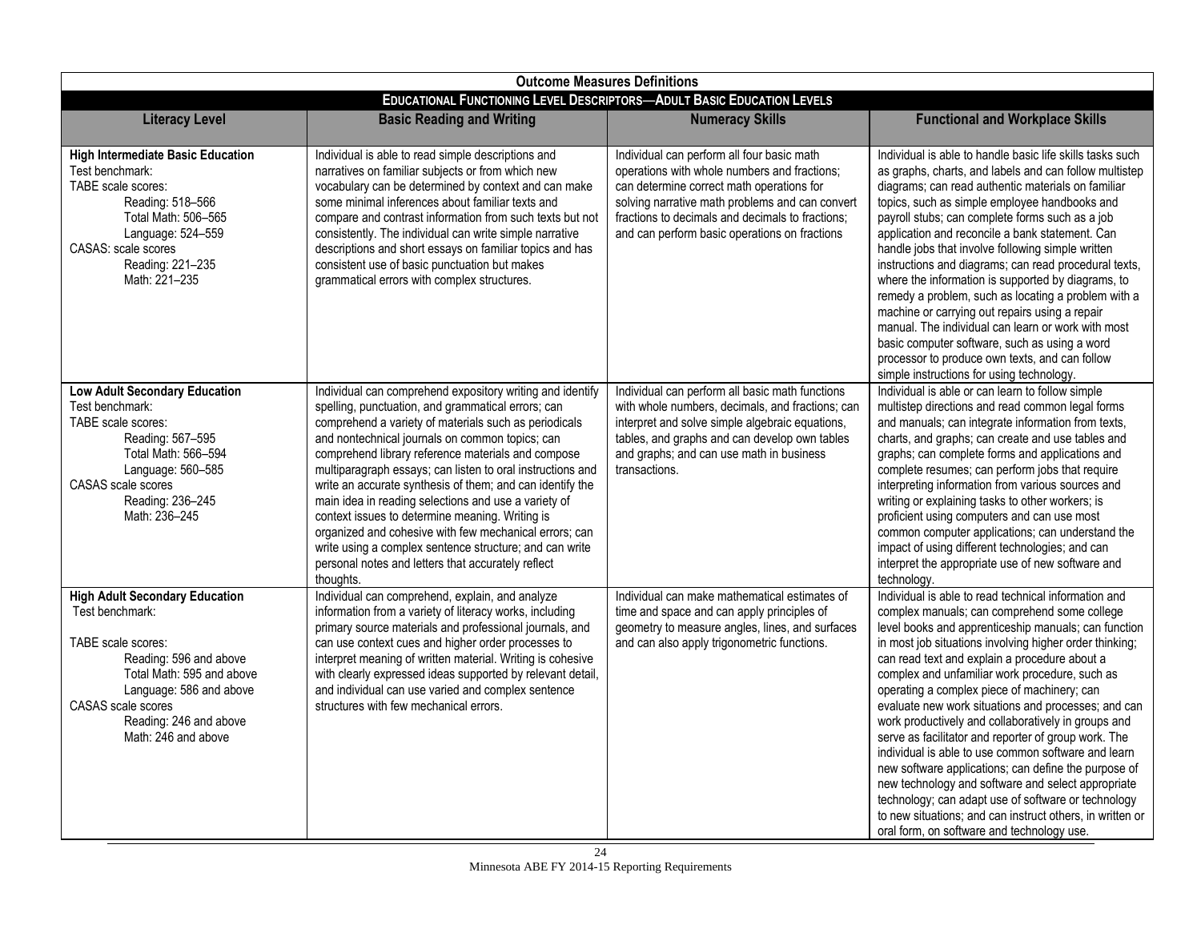## Outcome Measures Definitions

### Educational Functioning Level Descriptors—Adult Basic Education Levels

| Literacy Level | Basic Reading and Writing | Numeracy Skills | Functional and Workplace Skills |
|---|---|---|---|
| **High Intermediate Basic Education**<br>Test benchmark:<br>TABE scale scores:<br>Reading: 518–566<br>Total Math: 506–565<br>Language: 524–559<br>CASAS: scale scores<br>Reading: 221–235<br>Math: 221–235 | Individual is able to read simple descriptions and narratives on familiar subjects or from which new vocabulary can be determined by context and can make some minimal inferences about familiar texts and compare and contrast information from such texts but not consistently. The individual can write simple narrative descriptions and short essays on familiar topics and has consistent use of basic punctuation but makes grammatical errors with complex structures. | Individual can perform all four basic math operations with whole numbers and fractions; can determine correct math operations for solving narrative math problems and can convert fractions to decimals and decimals to fractions; and can perform basic operations on fractions | Individual is able to handle basic life skills tasks such as graphs, charts, and labels and can follow multistep diagrams; can read authentic materials on familiar topics, such as simple employee handbooks and payroll stubs; can complete forms such as a job application and reconcile a bank statement. Can handle jobs that involve following simple written instructions and diagrams; can read procedural texts, where the information is supported by diagrams, to remedy a problem, such as locating a problem with a machine or carrying out repairs using a repair manual. The individual can learn or work with most basic computer software, such as using a word processor to produce own texts, and can follow simple instructions for using technology. |
| **Low Adult Secondary Education**<br>Test benchmark:<br>TABE scale scores:<br>Reading: 567–595<br>Total Math: 566–594<br>Language: 560–585<br>CASAS scale scores<br>Reading: 236–245<br>Math: 236–245 | Individual can comprehend expository writing and identify spelling, punctuation, and grammatical errors; can comprehend a variety of materials such as periodicals and nontechnical journals on common topics; can comprehend library reference materials and compose multiparagraph essays; can listen to oral instructions and write an accurate synthesis of them; and can identify the main idea in reading selections and use a variety of context issues to determine meaning. Writing is organized and cohesive with few mechanical errors; can write using a complex sentence structure; and can write personal notes and letters that accurately reflect thoughts. | Individual can perform all basic math functions with whole numbers, decimals, and fractions; can interpret and solve simple algebraic equations, tables, and graphs and can develop own tables and graphs; and can use math in business transactions. | Individual is able or can learn to follow simple multistep directions and read common legal forms and manuals; can integrate information from texts, charts, and graphs; can create and use tables and graphs; can complete forms and applications and complete resumes; can perform jobs that require interpreting information from various sources and writing or explaining tasks to other workers; is proficient using computers and can use most common computer applications; can understand the impact of using different technologies; and can interpret the appropriate use of new software and technology. |
| **High Adult Secondary Education**<br>Test benchmark:<br><br>TABE scale scores:<br>Reading: 596 and above<br>Total Math: 595 and above<br>Language: 586 and above<br>CASAS scale scores<br>Reading: 246 and above<br>Math: 246 and above | Individual can comprehend, explain, and analyze information from a variety of literacy works, including primary source materials and professional journals, and can use context cues and higher order processes to interpret meaning of written material. Writing is cohesive with clearly expressed ideas supported by relevant detail, and individual can use varied and complex sentence structures with few mechanical errors. | Individual can make mathematical estimates of time and space and can apply principles of geometry to measure angles, lines, and surfaces and can also apply trigonometric functions. | Individual is able to read technical information and complex manuals; can comprehend some college level books and apprenticeship manuals; can function in most job situations involving higher order thinking; can read text and explain a procedure about a complex and unfamiliar work procedure, such as operating a complex piece of machinery; can evaluate new work situations and processes; and can work productively and collaboratively in groups and serve as facilitator and reporter of group work. The individual is able to use common software and learn new software applications; can define the purpose of new technology and software and select appropriate technology; can adapt use of software or technology to new situations; and can instruct others, in written or oral form, on software and technology use. |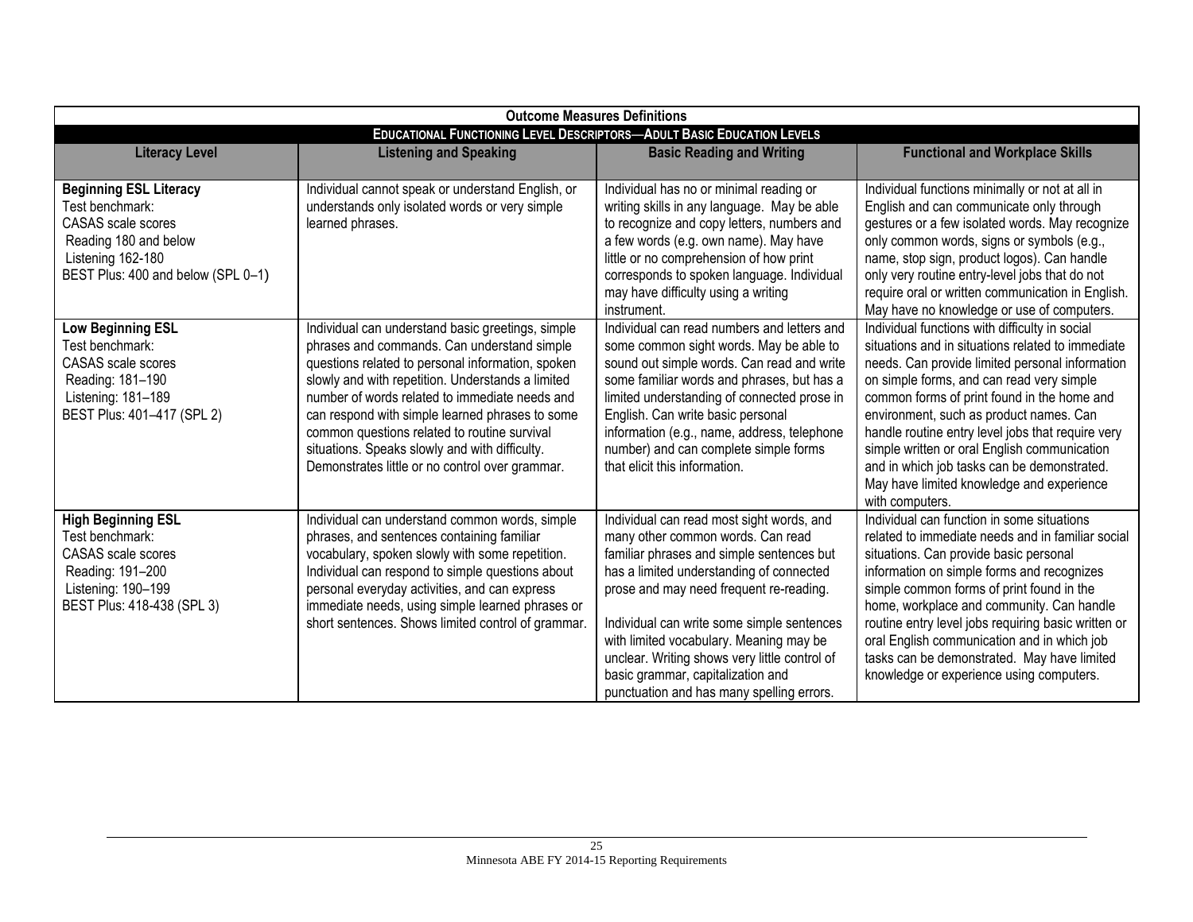| Outcome Measures Definitions | | | |
|---|---|---|---|
| **EDUCATIONAL FUNCTIONING LEVEL DESCRIPTORS—ADULT BASIC EDUCATION LEVELS** | | | |
| **Literacy Level** | **Listening and Speaking** | **Basic Reading and Writing** | **Functional and Workplace Skills** |
| **Beginning ESL Literacy**<br>Test benchmark:<br>CASAS scale scores<br>Reading 180 and below<br>Listening 162-180<br>BEST Plus: 400 and below (SPL 0–1) | Individual cannot speak or understand English, or understands only isolated words or very simple learned phrases. | Individual has no or minimal reading or writing skills in any language. May be able to recognize and copy letters, numbers and a few words (e.g. own name). May have little or no comprehension of how print corresponds to spoken language. Individual may have difficulty using a writing instrument. | Individual functions minimally or not at all in English and can communicate only through gestures or a few isolated words. May recognize only common words, signs or symbols (e.g., name, stop sign, product logos). Can handle only very routine entry-level jobs that do not require oral or written communication in English. May have no knowledge or use of computers. |
| **Low Beginning ESL**<br>Test benchmark:<br>CASAS scale scores<br>Reading: 181–190<br>Listening: 181–189<br>BEST Plus: 401–417 (SPL 2) | Individual can understand basic greetings, simple phrases and commands. Can understand simple questions related to personal information, spoken slowly and with repetition. Understands a limited number of words related to immediate needs and can respond with simple learned phrases to some common questions related to routine survival situations. Speaks slowly and with difficulty. Demonstrates little or no control over grammar. | Individual can read numbers and letters and some common sight words. May be able to sound out simple words. Can read and write some familiar words and phrases, but has a limited understanding of connected prose in English. Can write basic personal information (e.g., name, address, telephone number) and can complete simple forms that elicit this information. | Individual functions with difficulty in social situations and in situations related to immediate needs. Can provide limited personal information on simple forms, and can read very simple common forms of print found in the home and environment, such as product names. Can handle routine entry level jobs that require very simple written or oral English communication and in which job tasks can be demonstrated. May have limited knowledge and experience with computers. |
| **High Beginning ESL**<br>Test benchmark:<br>CASAS scale scores<br>Reading: 191–200<br>Listening: 190–199<br>BEST Plus: 418-438 (SPL 3) | Individual can understand common words, simple phrases, and sentences containing familiar vocabulary, spoken slowly with some repetition. Individual can respond to simple questions about personal everyday activities, and can express immediate needs, using simple learned phrases or short sentences. Shows limited control of grammar. | Individual can read most sight words, and many other common words. Can read familiar phrases and simple sentences but has a limited understanding of connected prose and may need frequent re-reading.<br><br>Individual can write some simple sentences with limited vocabulary. Meaning may be unclear. Writing shows very little control of basic grammar, capitalization and punctuation and has many spelling errors. | Individual can function in some situations related to immediate needs and in familiar social situations. Can provide basic personal information on simple forms and recognizes simple common forms of print found in the home, workplace and community. Can handle routine entry level jobs requiring basic written or oral English communication and in which job tasks can be demonstrated. May have limited knowledge or experience using computers. |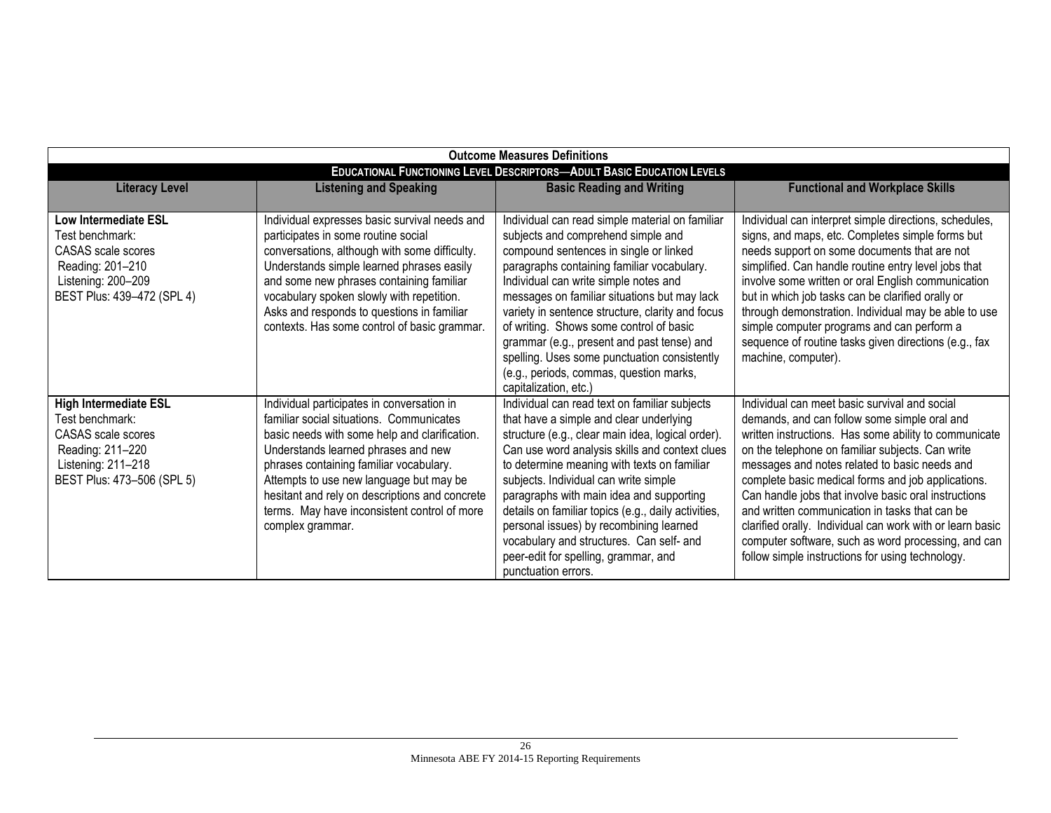**Outcome Measures Definitions**

**EDUCATIONAL FUNCTIONING LEVEL DESCRIPTORS—ADULT BASIC EDUCATION LEVELS**

| Literacy Level | Listening and Speaking | Basic Reading and Writing | Functional and Workplace Skills |
|---|---|---|---|
| **Low Intermediate ESL**<br>Test benchmark:<br>CASAS scale scores<br>Reading: 201–210<br>Listening: 200–209<br>BEST Plus: 439–472 (SPL 4) | Individual expresses basic survival needs and participates in some routine social conversations, although with some difficulty. Understands simple learned phrases easily and some new phrases containing familiar vocabulary spoken slowly with repetition. Asks and responds to questions in familiar contexts. Has some control of basic grammar. | Individual can read simple material on familiar subjects and comprehend simple and compound sentences in single or linked paragraphs containing familiar vocabulary. Individual can write simple notes and messages on familiar situations but may lack variety in sentence structure, clarity and focus of writing. Shows some control of basic grammar (e.g., present and past tense) and spelling. Uses some punctuation consistently (e.g., periods, commas, question marks, capitalization, etc.) | Individual can interpret simple directions, schedules, signs, and maps, etc. Completes simple forms but needs support on some documents that are not simplified. Can handle routine entry level jobs that involve some written or oral English communication but in which job tasks can be clarified orally or through demonstration. Individual may be able to use simple computer programs and can perform a sequence of routine tasks given directions (e.g., fax machine, computer). |
| **High Intermediate ESL**<br>Test benchmark:<br>CASAS scale scores<br>Reading: 211–220<br>Listening: 211–218<br>BEST Plus: 473–506 (SPL 5) | Individual participates in conversation in familiar social situations. Communicates basic needs with some help and clarification. Understands learned phrases and new phrases containing familiar vocabulary. Attempts to use new language but may be hesitant and rely on descriptions and concrete terms. May have inconsistent control of more complex grammar. | Individual can read text on familiar subjects that have a simple and clear underlying structure (e.g., clear main idea, logical order). Can use word analysis skills and context clues to determine meaning with texts on familiar subjects. Individual can write simple paragraphs with main idea and supporting details on familiar topics (e.g., daily activities, personal issues) by recombining learned vocabulary and structures. Can self- and peer-edit for spelling, grammar, and punctuation errors. | Individual can meet basic survival and social demands, and can follow some simple oral and written instructions. Has some ability to communicate on the telephone on familiar subjects. Can write messages and notes related to basic needs and complete basic medical forms and job applications. Can handle jobs that involve basic oral instructions and written communication in tasks that can be clarified orally. Individual can work with or learn basic computer software, such as word processing, and can follow simple instructions for using technology. |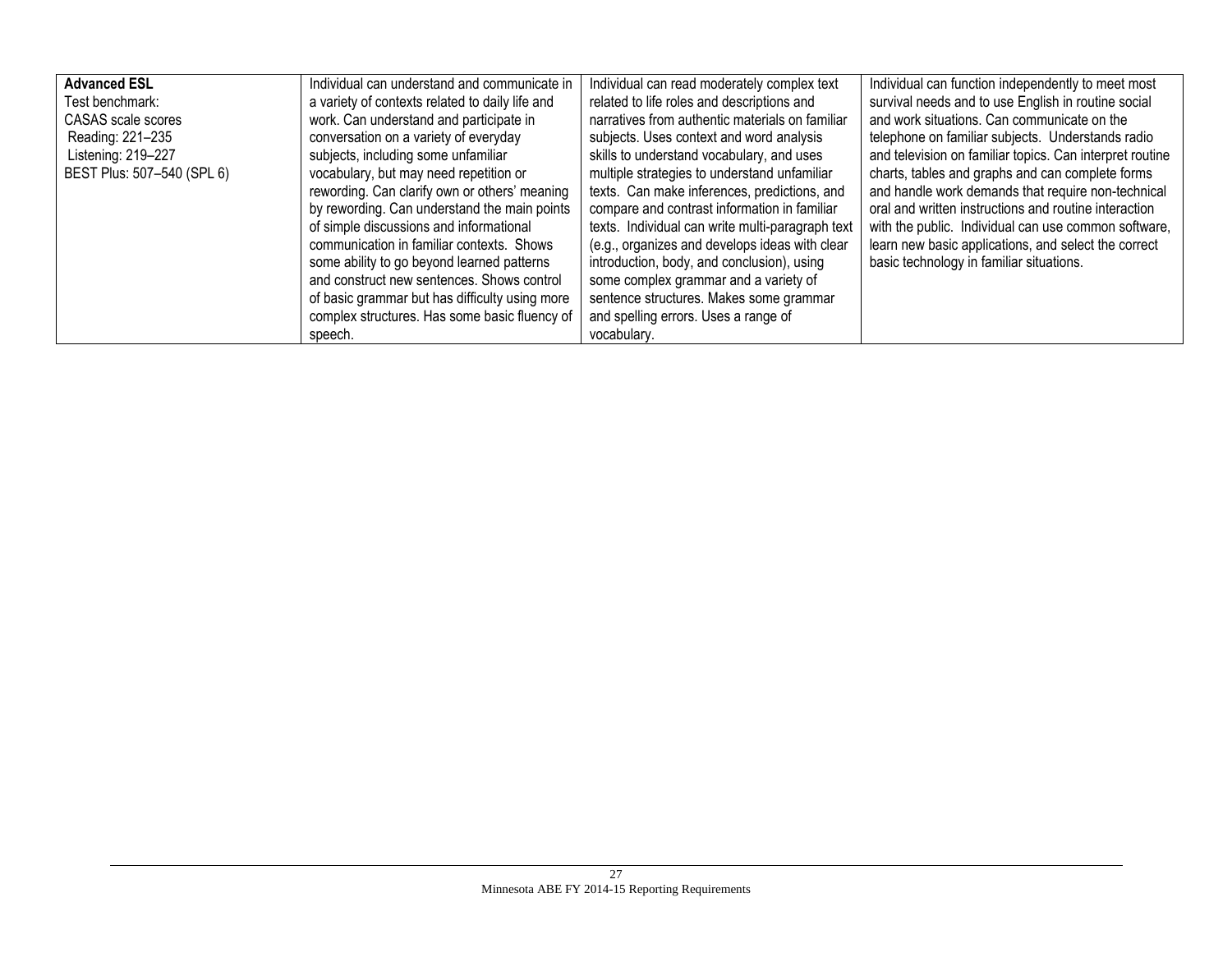| | | | |
|---|---|---|---|
| **Advanced ESL**<br>Test benchmark:<br>CASAS scale scores<br>Reading: 221–235<br>Listening: 219–227<br>BEST Plus: 507–540 (SPL 6) | Individual can understand and communicate in a variety of contexts related to daily life and work. Can understand and participate in conversation on a variety of everyday subjects, including some unfamiliar vocabulary, but may need repetition or rewording. Can clarify own or others' meaning by rewording. Can understand the main points of simple discussions and informational communication in familiar contexts. Shows some ability to go beyond learned patterns and construct new sentences. Shows control of basic grammar but has difficulty using more complex structures. Has some basic fluency of speech. | Individual can read moderately complex text related to life roles and descriptions and narratives from authentic materials on familiar subjects. Uses context and word analysis skills to understand vocabulary, and uses multiple strategies to understand unfamiliar texts. Can make inferences, predictions, and compare and contrast information in familiar texts. Individual can write multi-paragraph text (e.g., organizes and develops ideas with clear introduction, body, and conclusion), using some complex grammar and a variety of sentence structures. Makes some grammar and spelling errors. Uses a range of vocabulary. | Individual can function independently to meet most survival needs and to use English in routine social and work situations. Can communicate on the telephone on familiar subjects. Understands radio and television on familiar topics. Can interpret routine charts, tables and graphs and can complete forms and handle work demands that require non-technical oral and written instructions and routine interaction with the public. Individual can use common software, learn new basic applications, and select the correct basic technology in familiar situations. |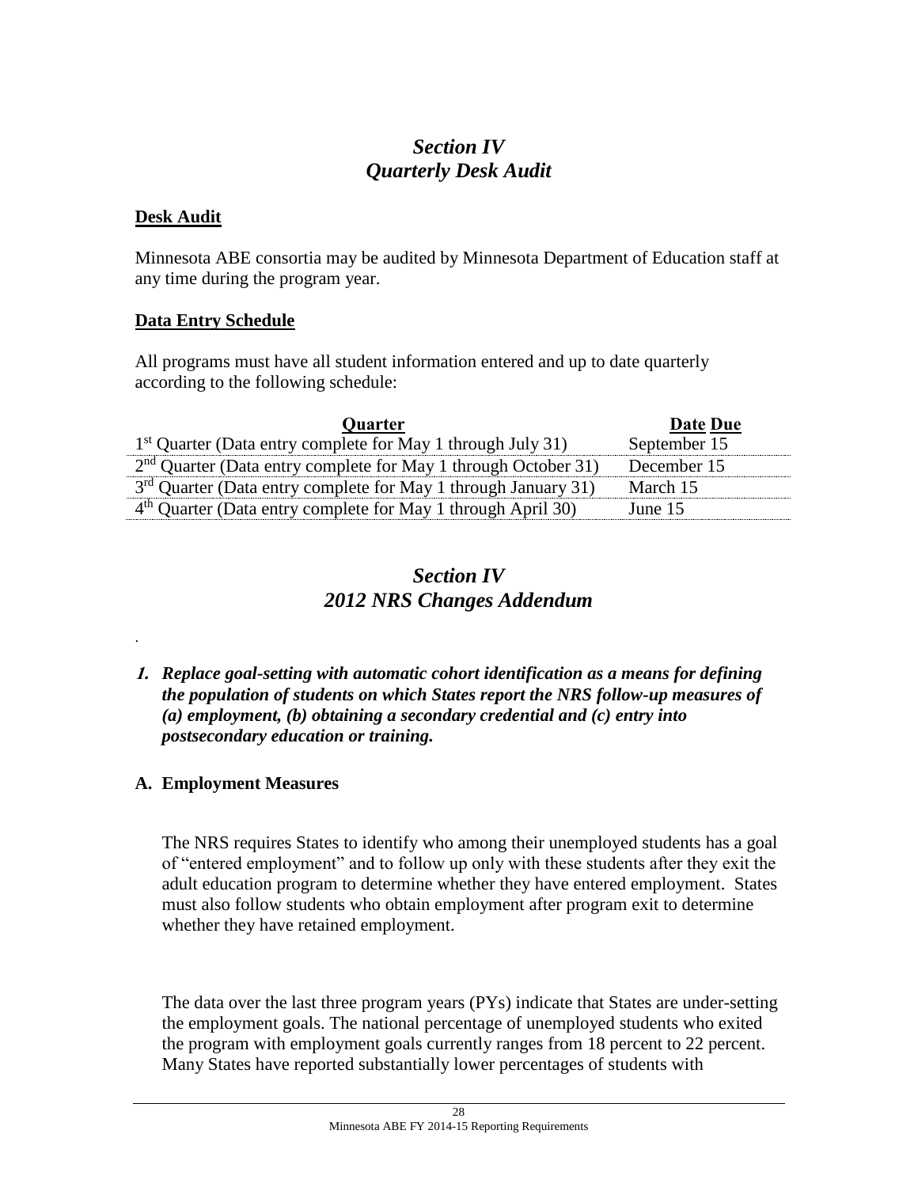## *Section IV*
## *Quarterly Desk Audit*

**Desk Audit**

Minnesota ABE consortia may be audited by Minnesota Department of Education staff at any time during the program year.

**Data Entry Schedule**

All programs must have all student information entered and up to date quarterly according to the following schedule:

| Quarter | Date Due |
|---|---|
| 1st Quarter (Data entry complete for May 1 through July 31) | September 15 |
| 2nd Quarter (Data entry complete for May 1 through October 31) | December 15 |
| 3rd Quarter (Data entry complete for May 1 through January 31) | March 15 |
| 4th Quarter (Data entry complete for May 1 through April 30) | June 15 |

## *Section IV*
## *2012 NRS Changes Addendum*

.

***1. Replace goal-setting with automatic cohort identification as a means for defining the population of students on which States report the NRS follow-up measures of (a) employment, (b) obtaining a secondary credential and (c) entry into postsecondary education or training.***

**A. Employment Measures**

The NRS requires States to identify who among their unemployed students has a goal of "entered employment" and to follow up only with these students after they exit the adult education program to determine whether they have entered employment. States must also follow students who obtain employment after program exit to determine whether they have retained employment.

The data over the last three program years (PYs) indicate that States are under-setting the employment goals. The national percentage of unemployed students who exited the program with employment goals currently ranges from 18 percent to 22 percent. Many States have reported substantially lower percentages of students with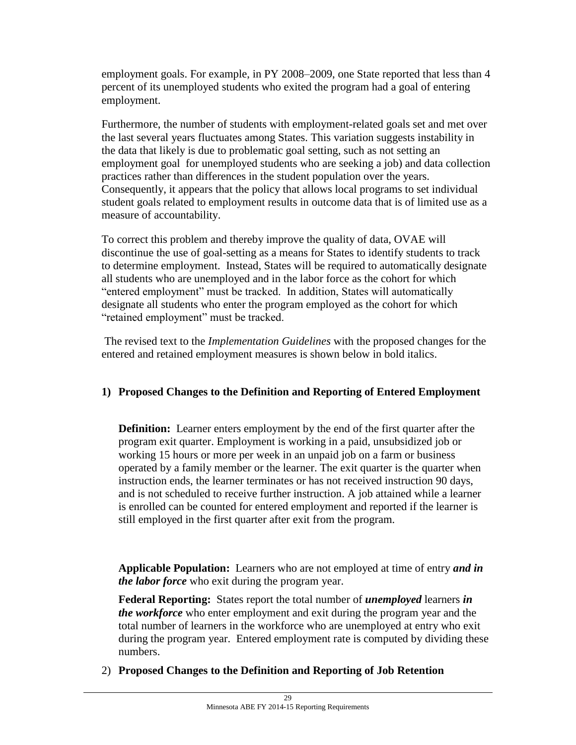employment goals. For example, in PY 2008–2009, one State reported that less than 4 percent of its unemployed students who exited the program had a goal of entering employment.

Furthermore, the number of students with employment-related goals set and met over the last several years fluctuates among States. This variation suggests instability in the data that likely is due to problematic goal setting, such as not setting an employment goal for unemployed students who are seeking a job) and data collection practices rather than differences in the student population over the years. Consequently, it appears that the policy that allows local programs to set individual student goals related to employment results in outcome data that is of limited use as a measure of accountability.

To correct this problem and thereby improve the quality of data, OVAE will discontinue the use of goal-setting as a means for States to identify students to track to determine employment. Instead, States will be required to automatically designate all students who are unemployed and in the labor force as the cohort for which "entered employment" must be tracked. In addition, States will automatically designate all students who enter the program employed as the cohort for which "retained employment" must be tracked.

The revised text to the *Implementation Guidelines* with the proposed changes for the entered and retained employment measures is shown below in bold italics.

## 1) Proposed Changes to the Definition and Reporting of Entered Employment

**Definition:** Learner enters employment by the end of the first quarter after the program exit quarter. Employment is working in a paid, unsubsidized job or working 15 hours or more per week in an unpaid job on a farm or business operated by a family member or the learner. The exit quarter is the quarter when instruction ends, the learner terminates or has not received instruction 90 days, and is not scheduled to receive further instruction. A job attained while a learner is enrolled can be counted for entered employment and reported if the learner is still employed in the first quarter after exit from the program.

**Applicable Population:** Learners who are not employed at time of entry ***and in the labor force*** who exit during the program year.

**Federal Reporting:** States report the total number of ***unemployed*** learners ***in the workforce*** who enter employment and exit during the program year and the total number of learners in the workforce who are unemployed at entry who exit during the program year. Entered employment rate is computed by dividing these numbers.

## 2) Proposed Changes to the Definition and Reporting of Job Retention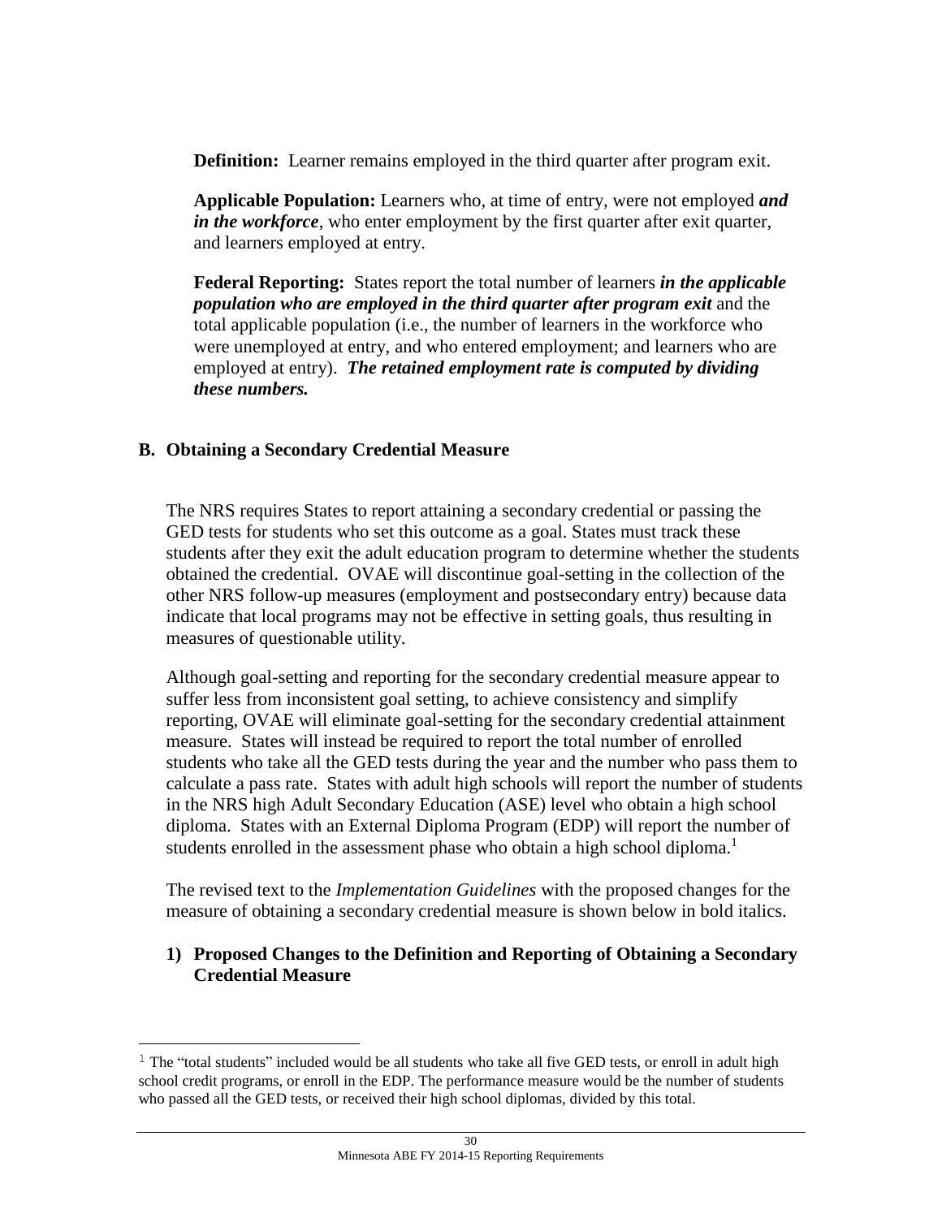**Definition:** Learner remains employed in the third quarter after program exit.

**Applicable Population:** Learners who, at time of entry, were not employed ***and in the workforce***, who enter employment by the first quarter after exit quarter, and learners employed at entry.

**Federal Reporting:** States report the total number of learners ***in the applicable population who are employed in the third quarter after program exit*** and the total applicable population (i.e., the number of learners in the workforce who were unemployed at entry, and who entered employment; and learners who are employed at entry). ***The retained employment rate is computed by dividing these numbers.***

### B. Obtaining a Secondary Credential Measure

The NRS requires States to report attaining a secondary credential or passing the GED tests for students who set this outcome as a goal. States must track these students after they exit the adult education program to determine whether the students obtained the credential. OVAE will discontinue goal-setting in the collection of the other NRS follow-up measures (employment and postsecondary entry) because data indicate that local programs may not be effective in setting goals, thus resulting in measures of questionable utility.

Although goal-setting and reporting for the secondary credential measure appear to suffer less from inconsistent goal setting, to achieve consistency and simplify reporting, OVAE will eliminate goal-setting for the secondary credential attainment measure. States will instead be required to report the total number of enrolled students who take all the GED tests during the year and the number who pass them to calculate a pass rate. States with adult high schools will report the number of students in the NRS high Adult Secondary Education (ASE) level who obtain a high school diploma. States with an External Diploma Program (EDP) will report the number of students enrolled in the assessment phase who obtain a high school diploma.[1]

The revised text to the *Implementation Guidelines* with the proposed changes for the measure of obtaining a secondary credential measure is shown below in bold italics.

#### 1) Proposed Changes to the Definition and Reporting of Obtaining a Secondary Credential Measure

[1] The “total students” included would be all students who take all five GED tests, or enroll in adult high school credit programs, or enroll in the EDP. The performance measure would be the number of students who passed all the GED tests, or received their high school diplomas, divided by this total.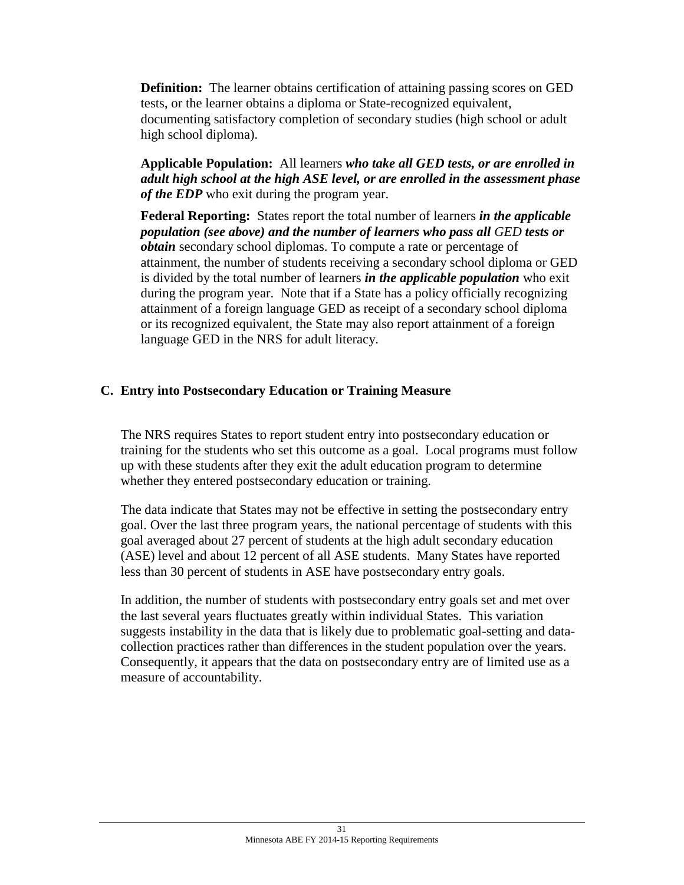**Definition:** The learner obtains certification of attaining passing scores on GED tests, or the learner obtains a diploma or State-recognized equivalent, documenting satisfactory completion of secondary studies (high school or adult high school diploma).

**Applicable Population:** All learners ***who take all GED tests, or are enrolled in adult high school at the high ASE level, or are enrolled in the assessment phase of the EDP*** who exit during the program year.

**Federal Reporting:** States report the total number of learners ***in the applicable population (see above) and the number of learners who pass all*** *GED* ***tests or obtain*** secondary school diplomas. To compute a rate or percentage of attainment, the number of students receiving a secondary school diploma or GED is divided by the total number of learners ***in the applicable population*** who exit during the program year. Note that if a State has a policy officially recognizing attainment of a foreign language GED as receipt of a secondary school diploma or its recognized equivalent, the State may also report attainment of a foreign language GED in the NRS for adult literacy.

## C. Entry into Postsecondary Education or Training Measure

The NRS requires States to report student entry into postsecondary education or training for the students who set this outcome as a goal. Local programs must follow up with these students after they exit the adult education program to determine whether they entered postsecondary education or training.

The data indicate that States may not be effective in setting the postsecondary entry goal. Over the last three program years, the national percentage of students with this goal averaged about 27 percent of students at the high adult secondary education (ASE) level and about 12 percent of all ASE students. Many States have reported less than 30 percent of students in ASE have postsecondary entry goals.

In addition, the number of students with postsecondary entry goals set and met over the last several years fluctuates greatly within individual States. This variation suggests instability in the data that is likely due to problematic goal-setting and data-collection practices rather than differences in the student population over the years. Consequently, it appears that the data on postsecondary entry are of limited use as a measure of accountability.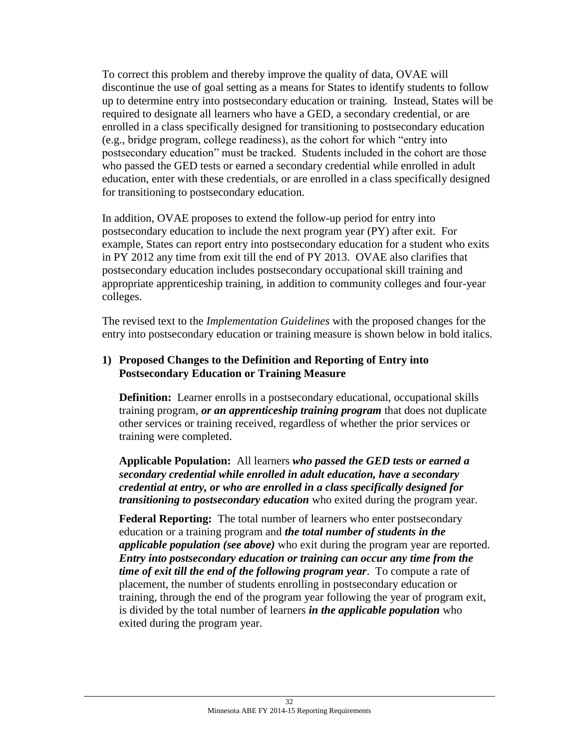To correct this problem and thereby improve the quality of data, OVAE will discontinue the use of goal setting as a means for States to identify students to follow up to determine entry into postsecondary education or training. Instead, States will be required to designate all learners who have a GED, a secondary credential, or are enrolled in a class specifically designed for transitioning to postsecondary education (e.g., bridge program, college readiness), as the cohort for which "entry into postsecondary education" must be tracked. Students included in the cohort are those who passed the GED tests or earned a secondary credential while enrolled in adult education, enter with these credentials, or are enrolled in a class specifically designed for transitioning to postsecondary education.

In addition, OVAE proposes to extend the follow-up period for entry into postsecondary education to include the next program year (PY) after exit. For example, States can report entry into postsecondary education for a student who exits in PY 2012 any time from exit till the end of PY 2013. OVAE also clarifies that postsecondary education includes postsecondary occupational skill training and appropriate apprenticeship training, in addition to community colleges and four-year colleges.

The revised text to the *Implementation Guidelines* with the proposed changes for the entry into postsecondary education or training measure is shown below in bold italics.

**1) Proposed Changes to the Definition and Reporting of Entry into Postsecondary Education or Training Measure**

**Definition:** Learner enrolls in a postsecondary educational, occupational skills training program, ***or an apprenticeship training program*** that does not duplicate other services or training received, regardless of whether the prior services or training were completed.

**Applicable Population:** All learners ***who passed the GED tests or earned a secondary credential while enrolled in adult education, have a secondary credential at entry, or who are enrolled in a class specifically designed for transitioning to postsecondary education*** who exited during the program year.

**Federal Reporting:** The total number of learners who enter postsecondary education or a training program and ***the total number of students in the applicable population (see above)*** who exit during the program year are reported. ***Entry into postsecondary education or training can occur any time from the time of exit till the end of the following program year***. To compute a rate of placement, the number of students enrolling in postsecondary education or training, through the end of the program year following the year of program exit, is divided by the total number of learners ***in the applicable population*** who exited during the program year.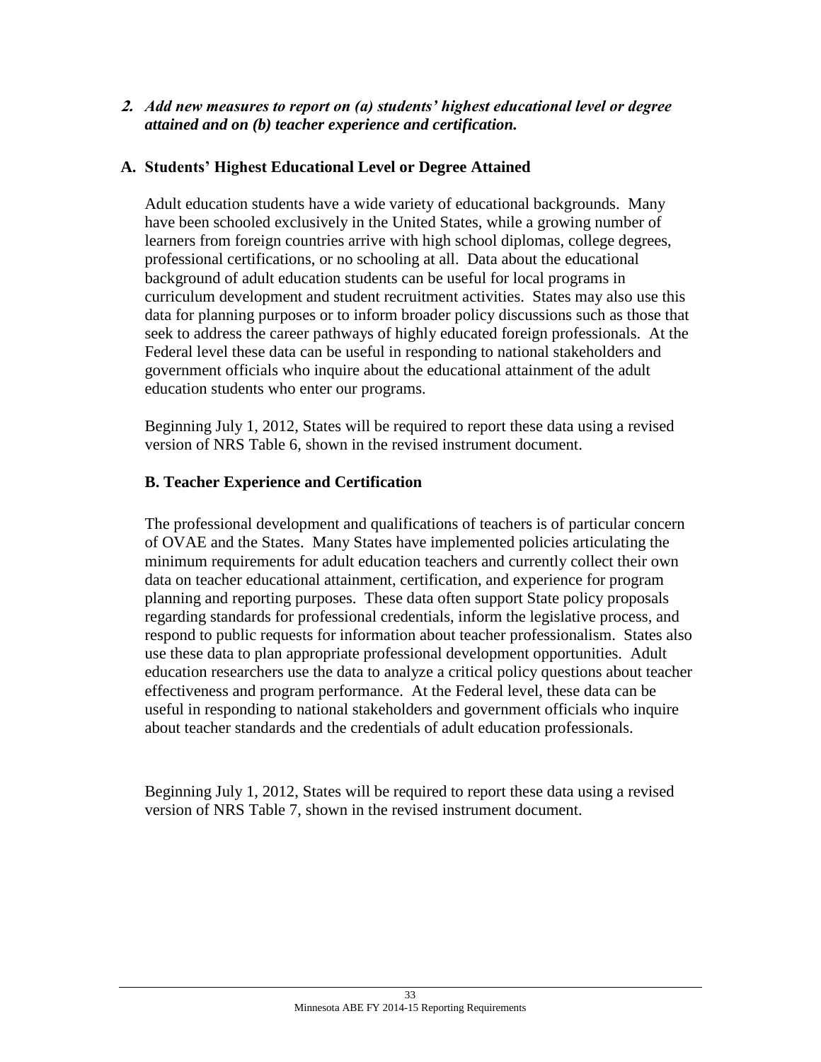***2. Add new measures to report on (a) students' highest educational level or degree attained and on (b) teacher experience and certification.***

## A. Students' Highest Educational Level or Degree Attained

Adult education students have a wide variety of educational backgrounds. Many have been schooled exclusively in the United States, while a growing number of learners from foreign countries arrive with high school diplomas, college degrees, professional certifications, or no schooling at all. Data about the educational background of adult education students can be useful for local programs in curriculum development and student recruitment activities. States may also use this data for planning purposes or to inform broader policy discussions such as those that seek to address the career pathways of highly educated foreign professionals. At the Federal level these data can be useful in responding to national stakeholders and government officials who inquire about the educational attainment of the adult education students who enter our programs.

Beginning July 1, 2012, States will be required to report these data using a revised version of NRS Table 6, shown in the revised instrument document.

## B. Teacher Experience and Certification

The professional development and qualifications of teachers is of particular concern of OVAE and the States. Many States have implemented policies articulating the minimum requirements for adult education teachers and currently collect their own data on teacher educational attainment, certification, and experience for program planning and reporting purposes. These data often support State policy proposals regarding standards for professional credentials, inform the legislative process, and respond to public requests for information about teacher professionalism. States also use these data to plan appropriate professional development opportunities. Adult education researchers use the data to analyze a critical policy questions about teacher effectiveness and program performance. At the Federal level, these data can be useful in responding to national stakeholders and government officials who inquire about teacher standards and the credentials of adult education professionals.

Beginning July 1, 2012, States will be required to report these data using a revised version of NRS Table 7, shown in the revised instrument document.